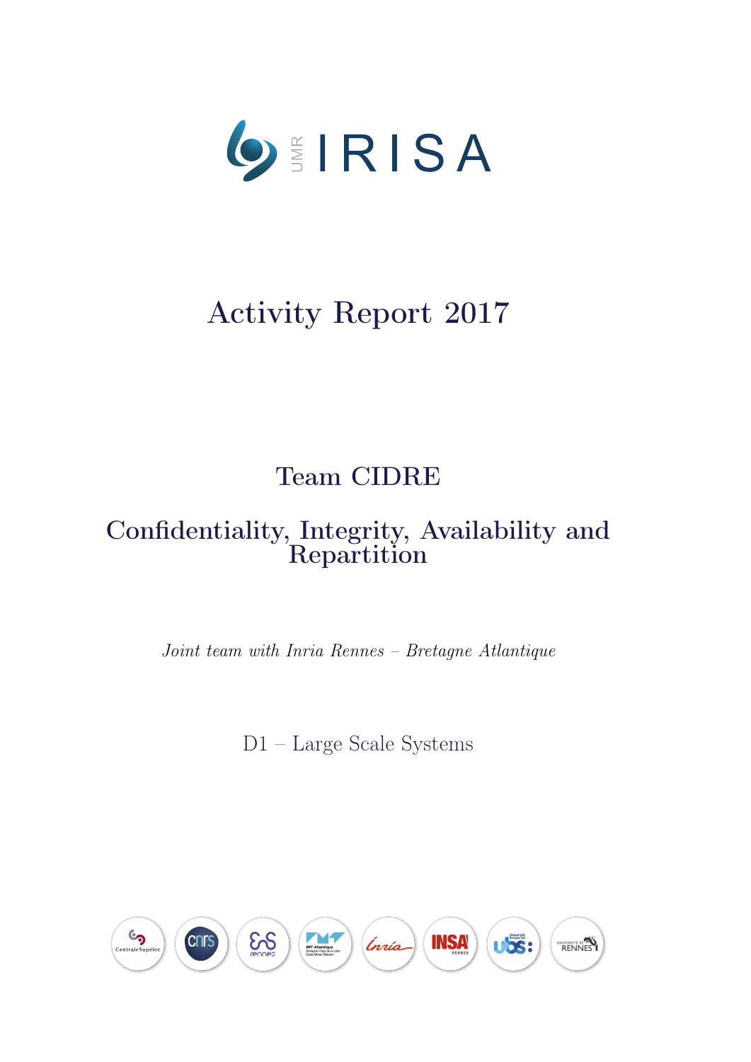UMR IRISA

# Activity Report 2017

## Team CIDRE

## Confidentiality, Integrity, Availability and Repartition

*Joint team with Inria Rennes – Bretagne Atlantique*

D1 – Large Scale Systems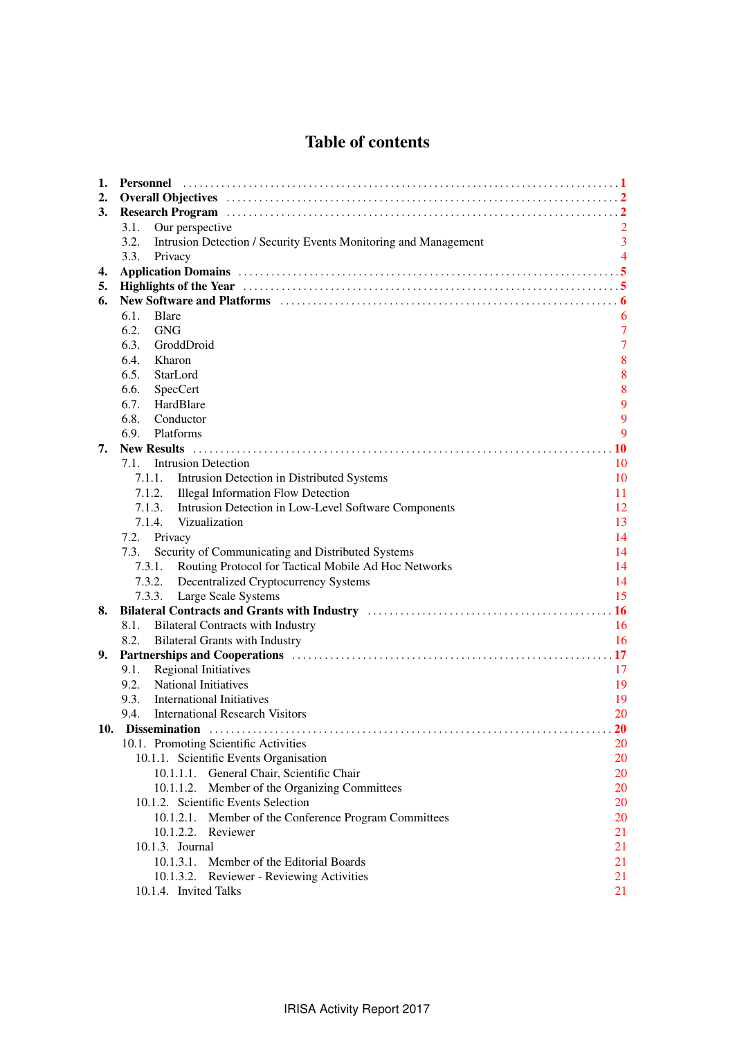# Table of contents

1. **Personnel** .......... **1**
2. **Overall Objectives** .......... **2**
3. **Research Program** .......... **2**
   - 3.1. Our perspective 2
   - 3.2. Intrusion Detection / Security Events Monitoring and Management 3
   - 3.3. Privacy 4
4. **Application Domains** .......... **5**
5. **Highlights of the Year** .......... **5**
6. **New Software and Platforms** .......... **6**
   - 6.1. Blare 6
   - 6.2. GNG 7
   - 6.3. GroddDroid 7
   - 6.4. Kharon 8
   - 6.5. StarLord 8
   - 6.6. SpecCert 8
   - 6.7. HardBlare 9
   - 6.8. Conductor 9
   - 6.9. Platforms 9
7. **New Results** .......... **10**
   - 7.1. Intrusion Detection 10
     - 7.1.1. Intrusion Detection in Distributed Systems 10
     - 7.1.2. Illegal Information Flow Detection 11
     - 7.1.3. Intrusion Detection in Low-Level Software Components 12
     - 7.1.4. Vizualization 13
   - 7.2. Privacy 14
   - 7.3. Security of Communicating and Distributed Systems 14
     - 7.3.1. Routing Protocol for Tactical Mobile Ad Hoc Networks 14
     - 7.3.2. Decentralized Cryptocurrency Systems 14
     - 7.3.3. Large Scale Systems 15
8. **Bilateral Contracts and Grants with Industry** .......... **16**
   - 8.1. Bilateral Contracts with Industry 16
   - 8.2. Bilateral Grants with Industry 16
9. **Partnerships and Cooperations** .......... **17**
   - 9.1. Regional Initiatives 17
   - 9.2. National Initiatives 19
   - 9.3. International Initiatives 19
   - 9.4. International Research Visitors 20
10. **Dissemination** .......... **20**
    - 10.1. Promoting Scientific Activities 20
      - 10.1.1. Scientific Events Organisation 20
        - 10.1.1.1. General Chair, Scientific Chair 20
        - 10.1.1.2. Member of the Organizing Committees 20
      - 10.1.2. Scientific Events Selection 20
        - 10.1.2.1. Member of the Conference Program Committees 20
        - 10.1.2.2. Reviewer 21
      - 10.1.3. Journal 21
        - 10.1.3.1. Member of the Editorial Boards 21
        - 10.1.3.2. Reviewer - Reviewing Activities 21
      - 10.1.4. Invited Talks 21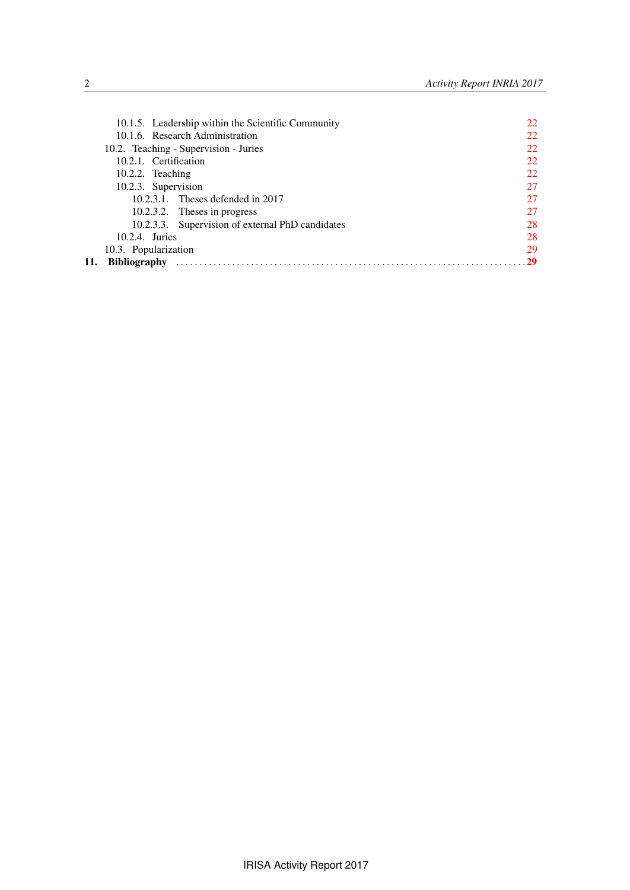10.1.5. Leadership within the Scientific Community 22
10.1.6. Research Administration 22
10.2. Teaching - Supervision - Juries 22
10.2.1. Certification 22
10.2.2. Teaching 22
10.2.3. Supervision 27
10.2.3.1. Theses defended in 2017 27
10.2.3.2. Theses in progress 27
10.2.3.3. Supervision of external PhD candidates 28
10.2.4. Juries 28
10.3. Popularization 29

**11. Bibliography** .......................................................................... **29**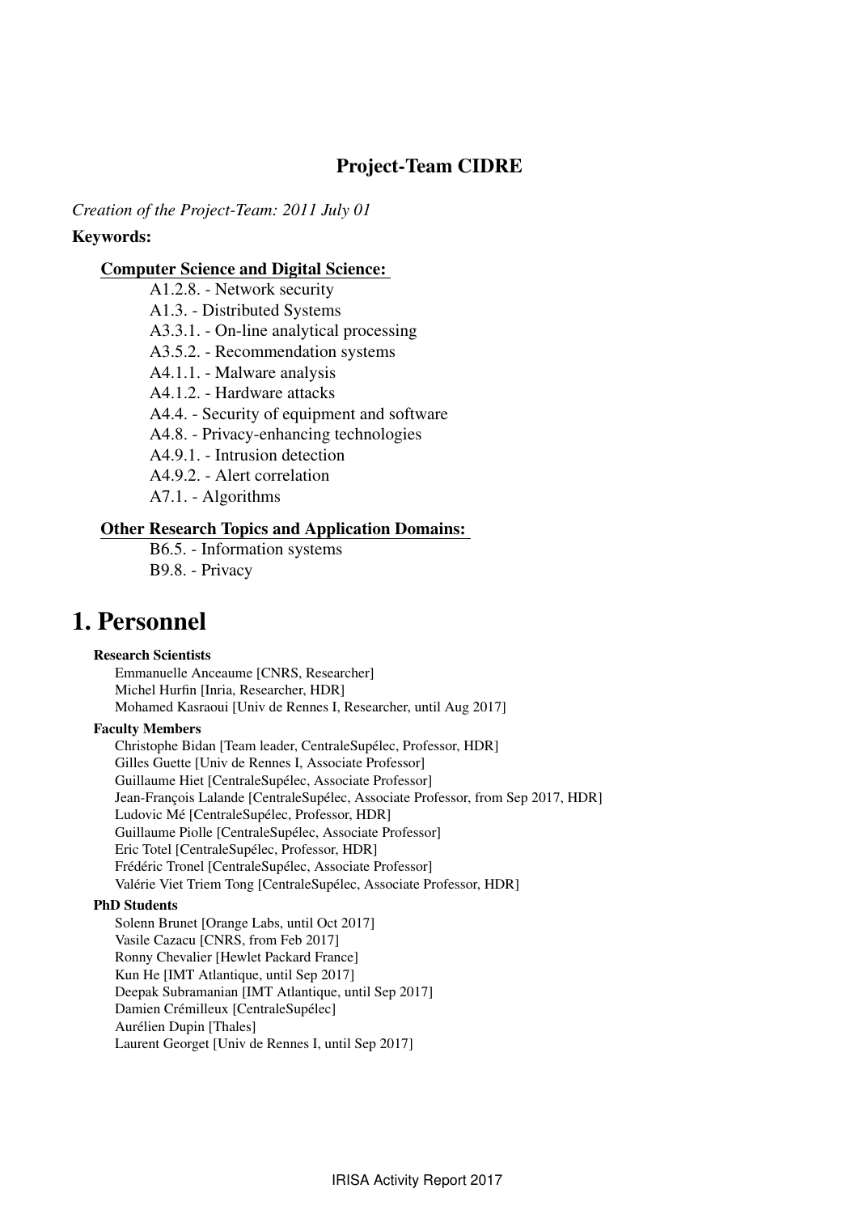## Project-Team CIDRE

*Creation of the Project-Team: 2011 July 01*

**Keywords:**

**Computer Science and Digital Science:**

- A1.2.8. - Network security
- A1.3. - Distributed Systems
- A3.3.1. - On-line analytical processing
- A3.5.2. - Recommendation systems
- A4.1.1. - Malware analysis
- A4.1.2. - Hardware attacks
- A4.4. - Security of equipment and software
- A4.8. - Privacy-enhancing technologies
- A4.9.1. - Intrusion detection
- A4.9.2. - Alert correlation
- A7.1. - Algorithms

**Other Research Topics and Application Domains:**

- B6.5. - Information systems
- B9.8. - Privacy

# 1. Personnel

**Research Scientists**

Emmanuelle Anceaume [CNRS, Researcher]
Michel Hurfin [Inria, Researcher, HDR]
Mohamed Kasraoui [Univ de Rennes I, Researcher, until Aug 2017]

**Faculty Members**

Christophe Bidan [Team leader, CentraleSupélec, Professor, HDR]
Gilles Guette [Univ de Rennes I, Associate Professor]
Guillaume Hiet [CentraleSupélec, Associate Professor]
Jean-François Lalande [CentraleSupélec, Associate Professor, from Sep 2017, HDR]
Ludovic Mé [CentraleSupélec, Professor, HDR]
Guillaume Piolle [CentraleSupélec, Associate Professor]
Eric Totel [CentraleSupélec, Professor, HDR]
Frédéric Tronel [CentraleSupélec, Associate Professor]
Valérie Viet Triem Tong [CentraleSupélec, Associate Professor, HDR]

**PhD Students**

Solenn Brunet [Orange Labs, until Oct 2017]
Vasile Cazacu [CNRS, from Feb 2017]
Ronny Chevalier [Hewlet Packard France]
Kun He [IMT Atlantique, until Sep 2017]
Deepak Subramanian [IMT Atlantique, until Sep 2017]
Damien Crémilleux [CentraleSupélec]
Aurélien Dupin [Thales]
Laurent Georget [Univ de Rennes I, until Sep 2017]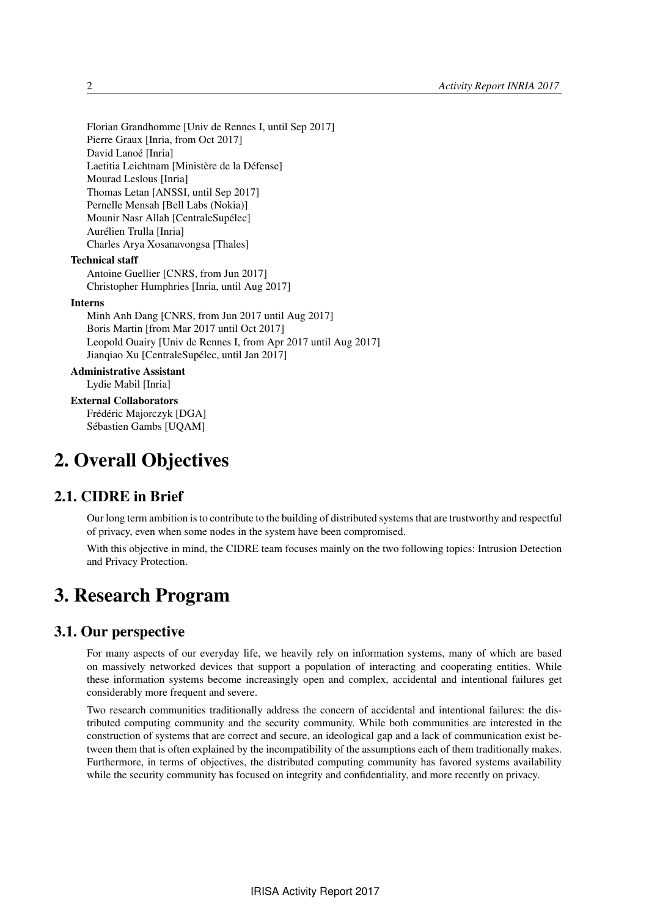Florian Grandhomme [Univ de Rennes I, until Sep 2017]
Pierre Graux [Inria, from Oct 2017]
David Lanoé [Inria]
Laetitia Leichtnam [Ministère de la Défense]
Mourad Leslous [Inria]
Thomas Letan [ANSSI, until Sep 2017]
Pernelle Mensah [Bell Labs (Nokia)]
Mounir Nasr Allah [CentraleSupélec]
Aurélien Trulla [Inria]
Charles Arya Xosanavongsa [Thales]

**Technical staff**

Antoine Guellier [CNRS, from Jun 2017]
Christopher Humphries [Inria, until Aug 2017]

**Interns**

Minh Anh Dang [CNRS, from Jun 2017 until Aug 2017]
Boris Martin [from Mar 2017 until Oct 2017]
Leopold Ouairy [Univ de Rennes I, from Apr 2017 until Aug 2017]
Jianqiao Xu [CentraleSupélec, until Jan 2017]

**Administrative Assistant**

Lydie Mabil [Inria]

**External Collaborators**

Frédéric Majorczyk [DGA]
Sébastien Gambs [UQAM]

# 2. Overall Objectives

## 2.1. CIDRE in Brief

Our long term ambition is to contribute to the building of distributed systems that are trustworthy and respectful of privacy, even when some nodes in the system have been compromised.

With this objective in mind, the CIDRE team focuses mainly on the two following topics: Intrusion Detection and Privacy Protection.

# 3. Research Program

## 3.1. Our perspective

For many aspects of our everyday life, we heavily rely on information systems, many of which are based on massively networked devices that support a population of interacting and cooperating entities. While these information systems become increasingly open and complex, accidental and intentional failures get considerably more frequent and severe.

Two research communities traditionally address the concern of accidental and intentional failures: the distributed computing community and the security community. While both communities are interested in the construction of systems that are correct and secure, an ideological gap and a lack of communication exist between them that is often explained by the incompatibility of the assumptions each of them traditionally makes. Furthermore, in terms of objectives, the distributed computing community has favored systems availability while the security community has focused on integrity and confidentiality, and more recently on privacy.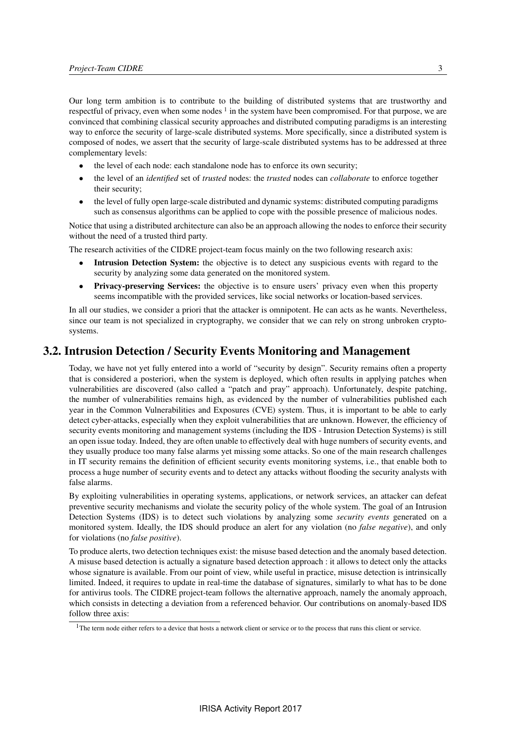Our long term ambition is to contribute to the building of distributed systems that are trustworthy and respectful of privacy, even when some nodes [1] in the system have been compromised. For that purpose, we are convinced that combining classical security approaches and distributed computing paradigms is an interesting way to enforce the security of large-scale distributed systems. More specifically, since a distributed system is composed of nodes, we assert that the security of large-scale distributed systems has to be addressed at three complementary levels:

- the level of each node: each standalone node has to enforce its own security;
- the level of an *identified* set of *trusted* nodes: the *trusted* nodes can *collaborate* to enforce together their security;
- the level of fully open large-scale distributed and dynamic systems: distributed computing paradigms such as consensus algorithms can be applied to cope with the possible presence of malicious nodes.

Notice that using a distributed architecture can also be an approach allowing the nodes to enforce their security without the need of a trusted third party.

The research activities of the CIDRE project-team focus mainly on the two following research axis:

- **Intrusion Detection System:** the objective is to detect any suspicious events with regard to the security by analyzing some data generated on the monitored system.
- **Privacy-preserving Services:** the objective is to ensure users' privacy even when this property seems incompatible with the provided services, like social networks or location-based services.

In all our studies, we consider a priori that the attacker is omnipotent. He can acts as he wants. Nevertheless, since our team is not specialized in cryptography, we consider that we can rely on strong unbroken crypto-systems.

## 3.2. Intrusion Detection / Security Events Monitoring and Management

Today, we have not yet fully entered into a world of "security by design". Security remains often a property that is considered a posteriori, when the system is deployed, which often results in applying patches when vulnerabilities are discovered (also called a "patch and pray" approach). Unfortunately, despite patching, the number of vulnerabilities remains high, as evidenced by the number of vulnerabilities published each year in the Common Vulnerabilities and Exposures (CVE) system. Thus, it is important to be able to early detect cyber-attacks, especially when they exploit vulnerabilities that are unknown. However, the efficiency of security events monitoring and management systems (including the IDS - Intrusion Detection Systems) is still an open issue today. Indeed, they are often unable to effectively deal with huge numbers of security events, and they usually produce too many false alarms yet missing some attacks. So one of the main research challenges in IT security remains the definition of efficient security events monitoring systems, i.e., that enable both to process a huge number of security events and to detect any attacks without flooding the security analysts with false alarms.

By exploiting vulnerabilities in operating systems, applications, or network services, an attacker can defeat preventive security mechanisms and violate the security policy of the whole system. The goal of an Intrusion Detection Systems (IDS) is to detect such violations by analyzing some *security events* generated on a monitored system. Ideally, the IDS should produce an alert for any violation (no *false negative*), and only for violations (no *false positive*).

To produce alerts, two detection techniques exist: the misuse based detection and the anomaly based detection. A misuse based detection is actually a signature based detection approach : it allows to detect only the attacks whose signature is available. From our point of view, while useful in practice, misuse detection is intrinsically limited. Indeed, it requires to update in real-time the database of signatures, similarly to what has to be done for antivirus tools. The CIDRE project-team follows the alternative approach, namely the anomaly approach, which consists in detecting a deviation from a referenced behavior. Our contributions on anomaly-based IDS follow three axis:

[1] The term node either refers to a device that hosts a network client or service or to the process that runs this client or service.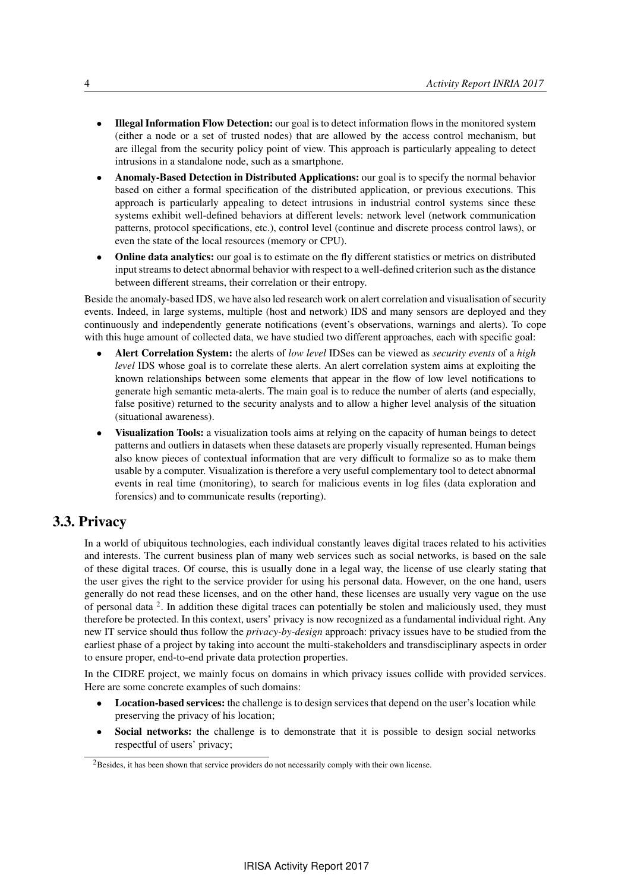- **Illegal Information Flow Detection:** our goal is to detect information flows in the monitored system (either a node or a set of trusted nodes) that are allowed by the access control mechanism, but are illegal from the security policy point of view. This approach is particularly appealing to detect intrusions in a standalone node, such as a smartphone.
- **Anomaly-Based Detection in Distributed Applications:** our goal is to specify the normal behavior based on either a formal specification of the distributed application, or previous executions. This approach is particularly appealing to detect intrusions in industrial control systems since these systems exhibit well-defined behaviors at different levels: network level (network communication patterns, protocol specifications, etc.), control level (continue and discrete process control laws), or even the state of the local resources (memory or CPU).
- **Online data analytics:** our goal is to estimate on the fly different statistics or metrics on distributed input streams to detect abnormal behavior with respect to a well-defined criterion such as the distance between different streams, their correlation or their entropy.

Beside the anomaly-based IDS, we have also led research work on alert correlation and visualisation of security events. Indeed, in large systems, multiple (host and network) IDS and many sensors are deployed and they continuously and independently generate notifications (event's observations, warnings and alerts). To cope with this huge amount of collected data, we have studied two different approaches, each with specific goal:

- **Alert Correlation System:** the alerts of *low level* IDSes can be viewed as *security events* of a *high level* IDS whose goal is to correlate these alerts. An alert correlation system aims at exploiting the known relationships between some elements that appear in the flow of low level notifications to generate high semantic meta-alerts. The main goal is to reduce the number of alerts (and especially, false positive) returned to the security analysts and to allow a higher level analysis of the situation (situational awareness).
- **Visualization Tools:** a visualization tools aims at relying on the capacity of human beings to detect patterns and outliers in datasets when these datasets are properly visually represented. Human beings also know pieces of contextual information that are very difficult to formalize so as to make them usable by a computer. Visualization is therefore a very useful complementary tool to detect abnormal events in real time (monitoring), to search for malicious events in log files (data exploration and forensics) and to communicate results (reporting).

## 3.3. Privacy

In a world of ubiquitous technologies, each individual constantly leaves digital traces related to his activities and interests. The current business plan of many web services such as social networks, is based on the sale of these digital traces. Of course, this is usually done in a legal way, the license of use clearly stating that the user gives the right to the service provider for using his personal data. However, on the one hand, users generally do not read these licenses, and on the other hand, these licenses are usually very vague on the use of personal data [2]. In addition these digital traces can potentially be stolen and maliciously used, they must therefore be protected. In this context, users' privacy is now recognized as a fundamental individual right. Any new IT service should thus follow the *privacy-by-design* approach: privacy issues have to be studied from the earliest phase of a project by taking into account the multi-stakeholders and transdisciplinary aspects in order to ensure proper, end-to-end private data protection properties.

In the CIDRE project, we mainly focus on domains in which privacy issues collide with provided services. Here are some concrete examples of such domains:

- **Location-based services:** the challenge is to design services that depend on the user's location while preserving the privacy of his location;
- **Social networks:** the challenge is to demonstrate that it is possible to design social networks respectful of users' privacy;

[2] Besides, it has been shown that service providers do not necessarily comply with their own license.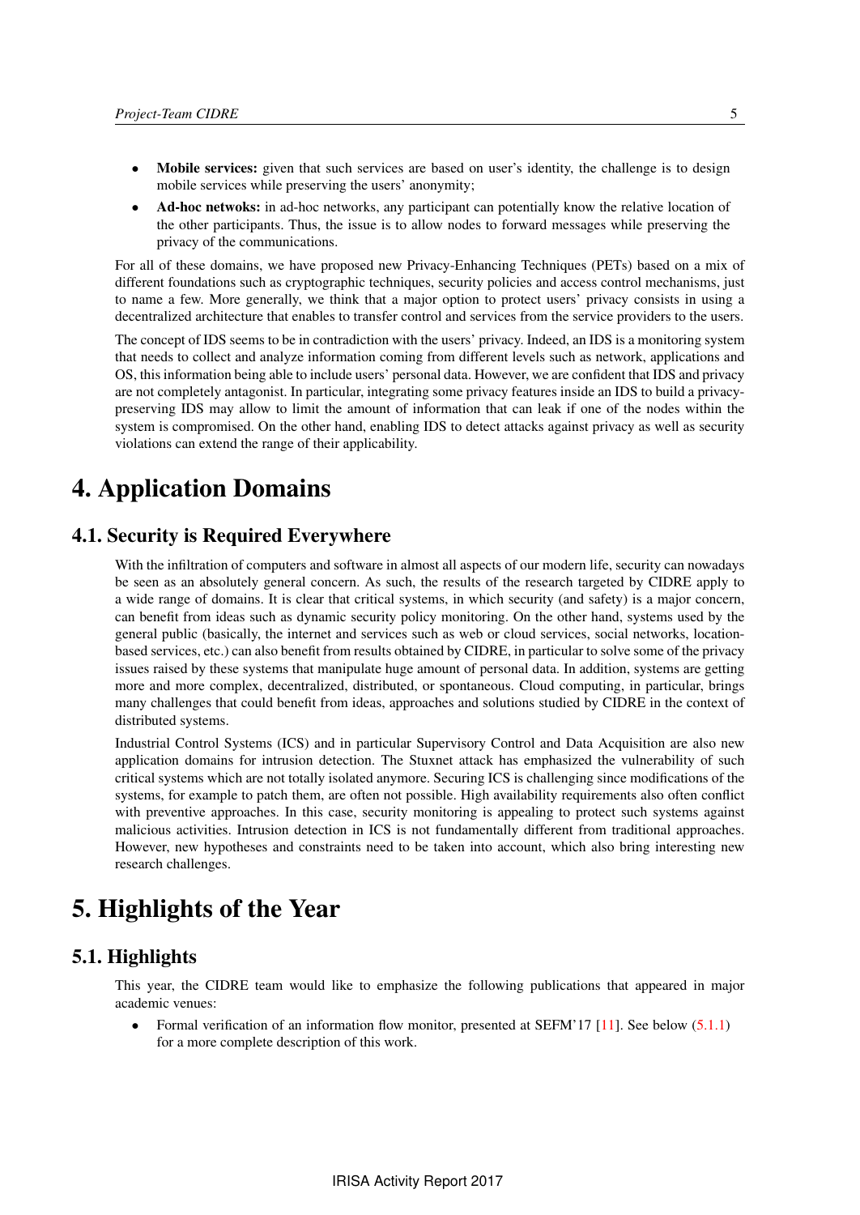- **Mobile services:** given that such services are based on user's identity, the challenge is to design mobile services while preserving the users' anonymity;
- **Ad-hoc netwoks:** in ad-hoc networks, any participant can potentially know the relative location of the other participants. Thus, the issue is to allow nodes to forward messages while preserving the privacy of the communications.

For all of these domains, we have proposed new Privacy-Enhancing Techniques (PETs) based on a mix of different foundations such as cryptographic techniques, security policies and access control mechanisms, just to name a few. More generally, we think that a major option to protect users' privacy consists in using a decentralized architecture that enables to transfer control and services from the service providers to the users.

The concept of IDS seems to be in contradiction with the users' privacy. Indeed, an IDS is a monitoring system that needs to collect and analyze information coming from different levels such as network, applications and OS, this information being able to include users' personal data. However, we are confident that IDS and privacy are not completely antagonist. In particular, integrating some privacy features inside an IDS to build a privacy-preserving IDS may allow to limit the amount of information that can leak if one of the nodes within the system is compromised. On the other hand, enabling IDS to detect attacks against privacy as well as security violations can extend the range of their applicability.

# 4. Application Domains

## 4.1. Security is Required Everywhere

With the infiltration of computers and software in almost all aspects of our modern life, security can nowadays be seen as an absolutely general concern. As such, the results of the research targeted by CIDRE apply to a wide range of domains. It is clear that critical systems, in which security (and safety) is a major concern, can benefit from ideas such as dynamic security policy monitoring. On the other hand, systems used by the general public (basically, the internet and services such as web or cloud services, social networks, location-based services, etc.) can also benefit from results obtained by CIDRE, in particular to solve some of the privacy issues raised by these systems that manipulate huge amount of personal data. In addition, systems are getting more and more complex, decentralized, distributed, or spontaneous. Cloud computing, in particular, brings many challenges that could benefit from ideas, approaches and solutions studied by CIDRE in the context of distributed systems.

Industrial Control Systems (ICS) and in particular Supervisory Control and Data Acquisition are also new application domains for intrusion detection. The Stuxnet attack has emphasized the vulnerability of such critical systems which are not totally isolated anymore. Securing ICS is challenging since modifications of the systems, for example to patch them, are often not possible. High availability requirements also often conflict with preventive approaches. In this case, security monitoring is appealing to protect such systems against malicious activities. Intrusion detection in ICS is not fundamentally different from traditional approaches. However, new hypotheses and constraints need to be taken into account, which also bring interesting new research challenges.

# 5. Highlights of the Year

## 5.1. Highlights

This year, the CIDRE team would like to emphasize the following publications that appeared in major academic venues:

- Formal verification of an information flow monitor, presented at SEFM'17 [11]. See below (5.1.1) for a more complete description of this work.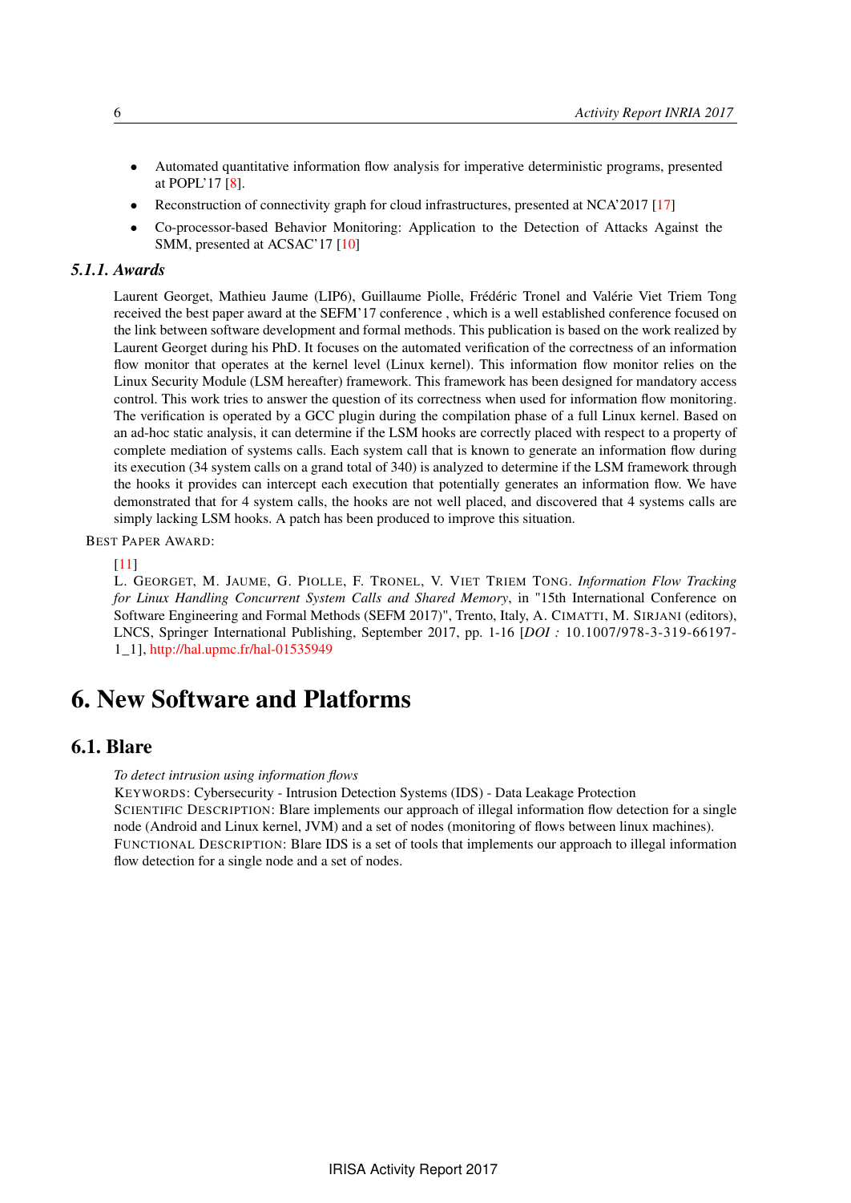- Automated quantitative information flow analysis for imperative deterministic programs, presented at POPL'17 [8].
- Reconstruction of connectivity graph for cloud infrastructures, presented at NCA'2017 [17]
- Co-processor-based Behavior Monitoring: Application to the Detection of Attacks Against the SMM, presented at ACSAC'17 [10]

### 5.1.1. Awards

Laurent Georget, Mathieu Jaume (LIP6), Guillaume Piolle, Frédéric Tronel and Valérie Viet Triem Tong received the best paper award at the SEFM'17 conference , which is a well established conference focused on the link between software development and formal methods. This publication is based on the work realized by Laurent Georget during his PhD. It focuses on the automated verification of the correctness of an information flow monitor that operates at the kernel level (Linux kernel). This information flow monitor relies on the Linux Security Module (LSM hereafter) framework. This framework has been designed for mandatory access control. This work tries to answer the question of its correctness when used for information flow monitoring. The verification is operated by a GCC plugin during the compilation phase of a full Linux kernel. Based on an ad-hoc static analysis, it can determine if the LSM hooks are correctly placed with respect to a property of complete mediation of systems calls. Each system call that is known to generate an information flow during its execution (34 system calls on a grand total of 340) is analyzed to determine if the LSM framework through the hooks it provides can intercept each execution that potentially generates an information flow. We have demonstrated that for 4 system calls, the hooks are not well placed, and discovered that 4 systems calls are simply lacking LSM hooks. A patch has been produced to improve this situation.

BEST PAPER AWARD:

[11]

L. GEORGET, M. JAUME, G. PIOLLE, F. TRONEL, V. VIET TRIEM TONG. *Information Flow Tracking for Linux Handling Concurrent System Calls and Shared Memory*, in "15th International Conference on Software Engineering and Formal Methods (SEFM 2017)", Trento, Italy, A. CIMATTI, M. SIRJANI (editors), LNCS, Springer International Publishing, September 2017, pp. 1-16 [*DOI :* 10.1007/978-3-319-66197-1_1], http://hal.upmc.fr/hal-01535949

# 6. New Software and Platforms

## 6.1. Blare

*To detect intrusion using information flows*

KEYWORDS: Cybersecurity - Intrusion Detection Systems (IDS) - Data Leakage Protection

SCIENTIFIC DESCRIPTION: Blare implements our approach of illegal information flow detection for a single node (Android and Linux kernel, JVM) and a set of nodes (monitoring of flows between linux machines).

FUNCTIONAL DESCRIPTION: Blare IDS is a set of tools that implements our approach to illegal information flow detection for a single node and a set of nodes.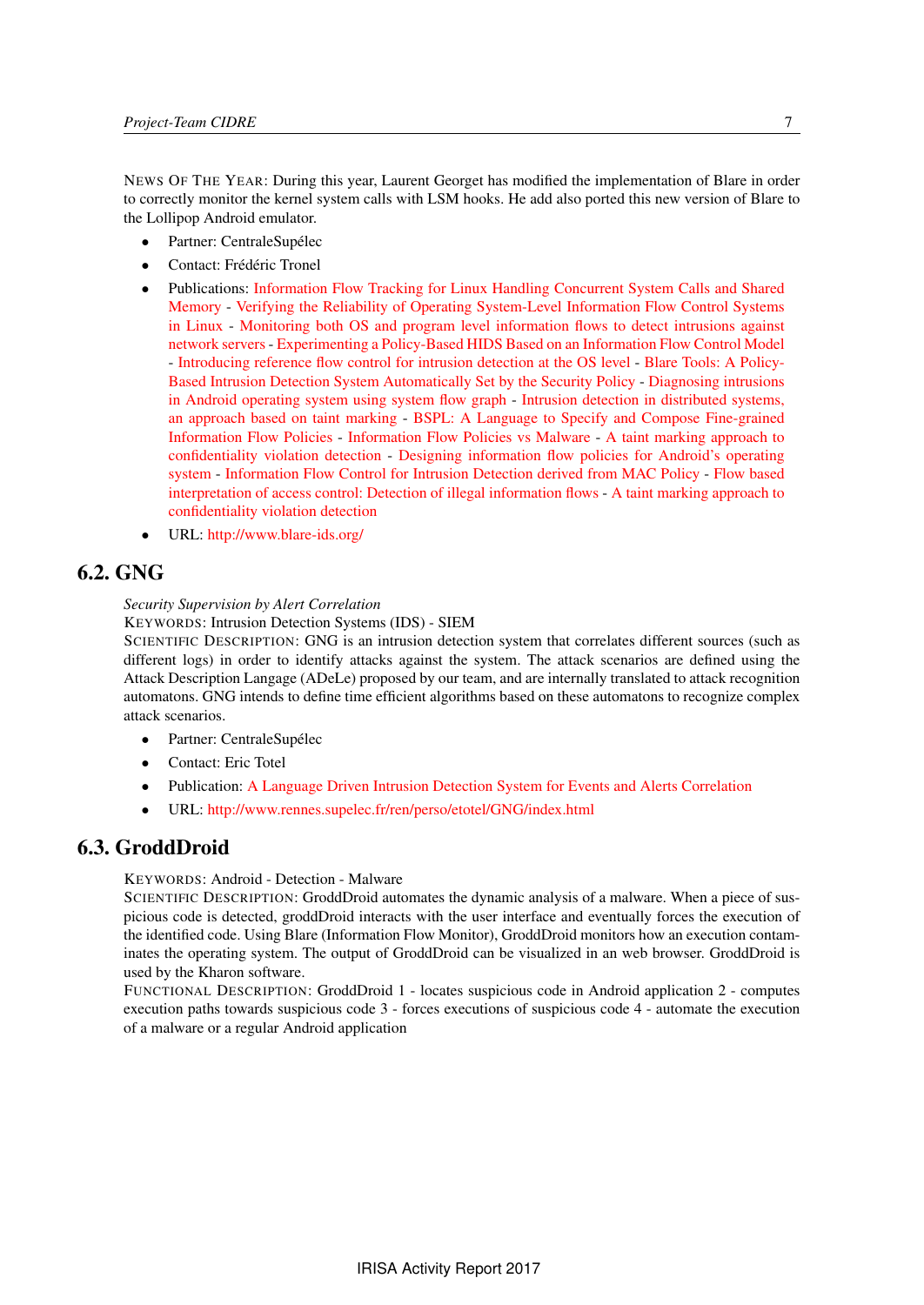NEWS OF THE YEAR: During this year, Laurent Georget has modified the implementation of Blare in order to correctly monitor the kernel system calls with LSM hooks. He add also ported this new version of Blare to the Lollipop Android emulator.

- Partner: CentraleSupélec
- Contact: Frédéric Tronel
- Publications: Information Flow Tracking for Linux Handling Concurrent System Calls and Shared Memory - Verifying the Reliability of Operating System-Level Information Flow Control Systems in Linux - Monitoring both OS and program level information flows to detect intrusions against network servers - Experimenting a Policy-Based HIDS Based on an Information Flow Control Model - Introducing reference flow control for intrusion detection at the OS level - Blare Tools: A Policy-Based Intrusion Detection System Automatically Set by the Security Policy - Diagnosing intrusions in Android operating system using system flow graph - Intrusion detection in distributed systems, an approach based on taint marking - BSPL: A Language to Specify and Compose Fine-grained Information Flow Policies - Information Flow Policies vs Malware - A taint marking approach to confidentiality violation detection - Designing information flow policies for Android's operating system - Information Flow Control for Intrusion Detection derived from MAC Policy - Flow based interpretation of access control: Detection of illegal information flows - A taint marking approach to confidentiality violation detection
- URL: http://www.blare-ids.org/

## 6.2. GNG

*Security Supervision by Alert Correlation*

KEYWORDS: Intrusion Detection Systems (IDS) - SIEM

SCIENTIFIC DESCRIPTION: GNG is an intrusion detection system that correlates different sources (such as different logs) in order to identify attacks against the system. The attack scenarios are defined using the Attack Description Langage (ADeLe) proposed by our team, and are internally translated to attack recognition automatons. GNG intends to define time efficient algorithms based on these automatons to recognize complex attack scenarios.

- Partner: CentraleSupélec
- Contact: Eric Totel
- Publication: A Language Driven Intrusion Detection System for Events and Alerts Correlation
- URL: http://www.rennes.supelec.fr/ren/perso/etotel/GNG/index.html

## 6.3. GroddDroid

KEYWORDS: Android - Detection - Malware

SCIENTIFIC DESCRIPTION: GroddDroid automates the dynamic analysis of a malware. When a piece of suspicious code is detected, groddDroid interacts with the user interface and eventually forces the execution of the identified code. Using Blare (Information Flow Monitor), GroddDroid monitors how an execution contaminates the operating system. The output of GroddDroid can be visualized in an web browser. GroddDroid is used by the Kharon software.

FUNCTIONAL DESCRIPTION: GroddDroid 1 - locates suspicious code in Android application 2 - computes execution paths towards suspicious code 3 - forces executions of suspicious code 4 - automate the execution of a malware or a regular Android application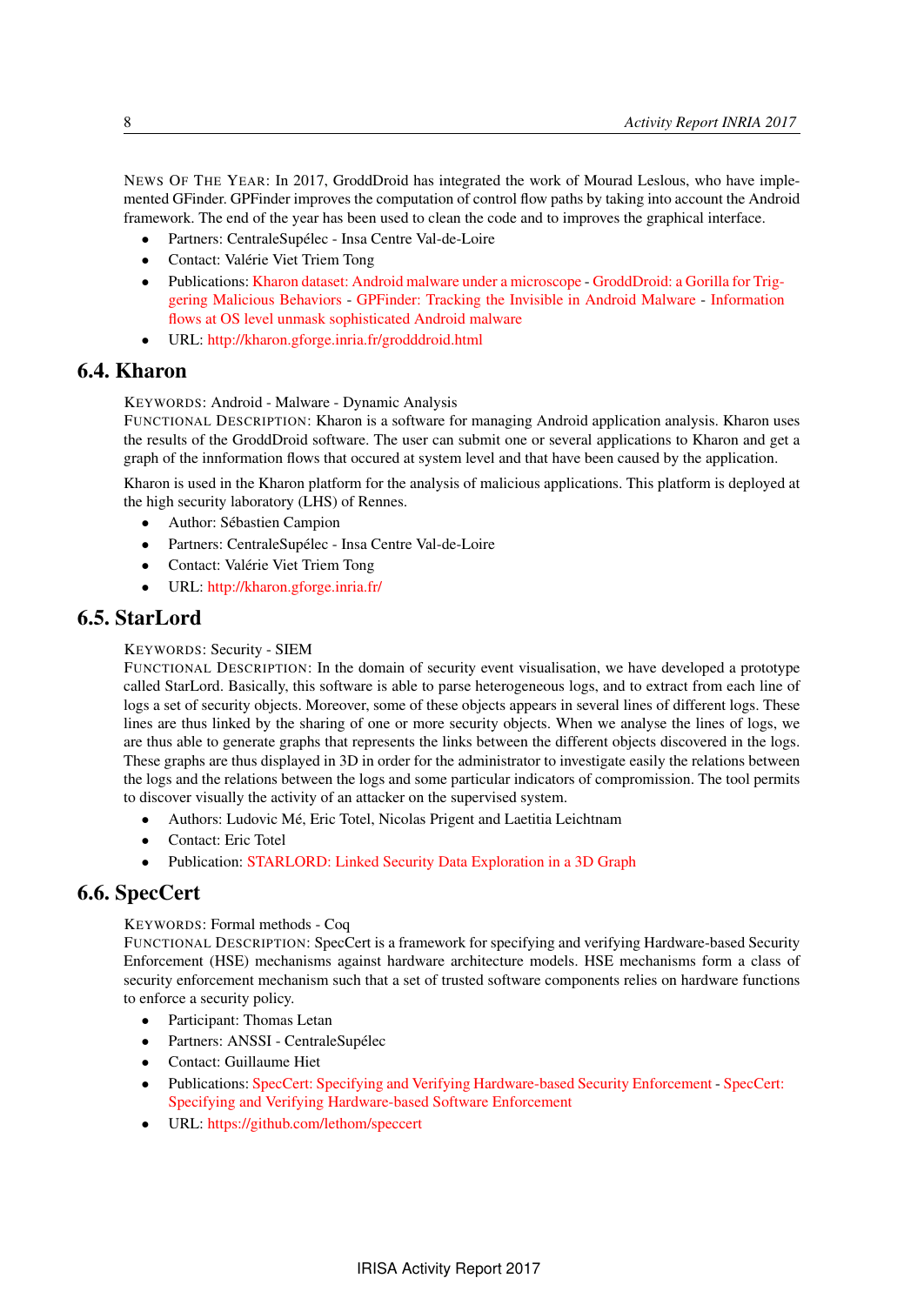NEWS OF THE YEAR: In 2017, GroddDroid has integrated the work of Mourad Leslous, who have implemented GFinder. GPFinder improves the computation of control flow paths by taking into account the Android framework. The end of the year has been used to clean the code and to improves the graphical interface.

- Partners: CentraleSupélec - Insa Centre Val-de-Loire
- Contact: Valérie Viet Triem Tong
- Publications: Kharon dataset: Android malware under a microscope - GroddDroid: a Gorilla for Triggering Malicious Behaviors - GPFinder: Tracking the Invisible in Android Malware - Information flows at OS level unmask sophisticated Android malware
- URL: http://kharon.gforge.inria.fr/grodddroid.html

## 6.4. Kharon

KEYWORDS: Android - Malware - Dynamic Analysis
FUNCTIONAL DESCRIPTION: Kharon is a software for managing Android application analysis. Kharon uses the results of the GroddDroid software. The user can submit one or several applications to Kharon and get a graph of the innformation flows that occured at system level and that have been caused by the application.

Kharon is used in the Kharon platform for the analysis of malicious applications. This platform is deployed at the high security laboratory (LHS) of Rennes.

- Author: Sébastien Campion
- Partners: CentraleSupélec - Insa Centre Val-de-Loire
- Contact: Valérie Viet Triem Tong
- URL: http://kharon.gforge.inria.fr/

## 6.5. StarLord

KEYWORDS: Security - SIEM
FUNCTIONAL DESCRIPTION: In the domain of security event visualisation, we have developed a prototype called StarLord. Basically, this software is able to parse heterogeneous logs, and to extract from each line of logs a set of security objects. Moreover, some of these objects appears in several lines of different logs. These lines are thus linked by the sharing of one or more security objects. When we analyse the lines of logs, we are thus able to generate graphs that represents the links between the different objects discovered in the logs. These graphs are thus displayed in 3D in order for the administrator to investigate easily the relations between the logs and the relations between the logs and some particular indicators of compromission. The tool permits to discover visually the activity of an attacker on the supervised system.

- Authors: Ludovic Mé, Eric Totel, Nicolas Prigent and Laetitia Leichtnam
- Contact: Eric Totel
- Publication: STARLORD: Linked Security Data Exploration in a 3D Graph

## 6.6. SpecCert

KEYWORDS: Formal methods - Coq
FUNCTIONAL DESCRIPTION: SpecCert is a framework for specifying and verifying Hardware-based Security Enforcement (HSE) mechanisms against hardware architecture models. HSE mechanisms form a class of security enforcement mechanism such that a set of trusted software components relies on hardware functions to enforce a security policy.

- Participant: Thomas Letan
- Partners: ANSSI - CentraleSupélec
- Contact: Guillaume Hiet
- Publications: SpecCert: Specifying and Verifying Hardware-based Security Enforcement - SpecCert: Specifying and Verifying Hardware-based Software Enforcement
- URL: https://github.com/lethom/speccert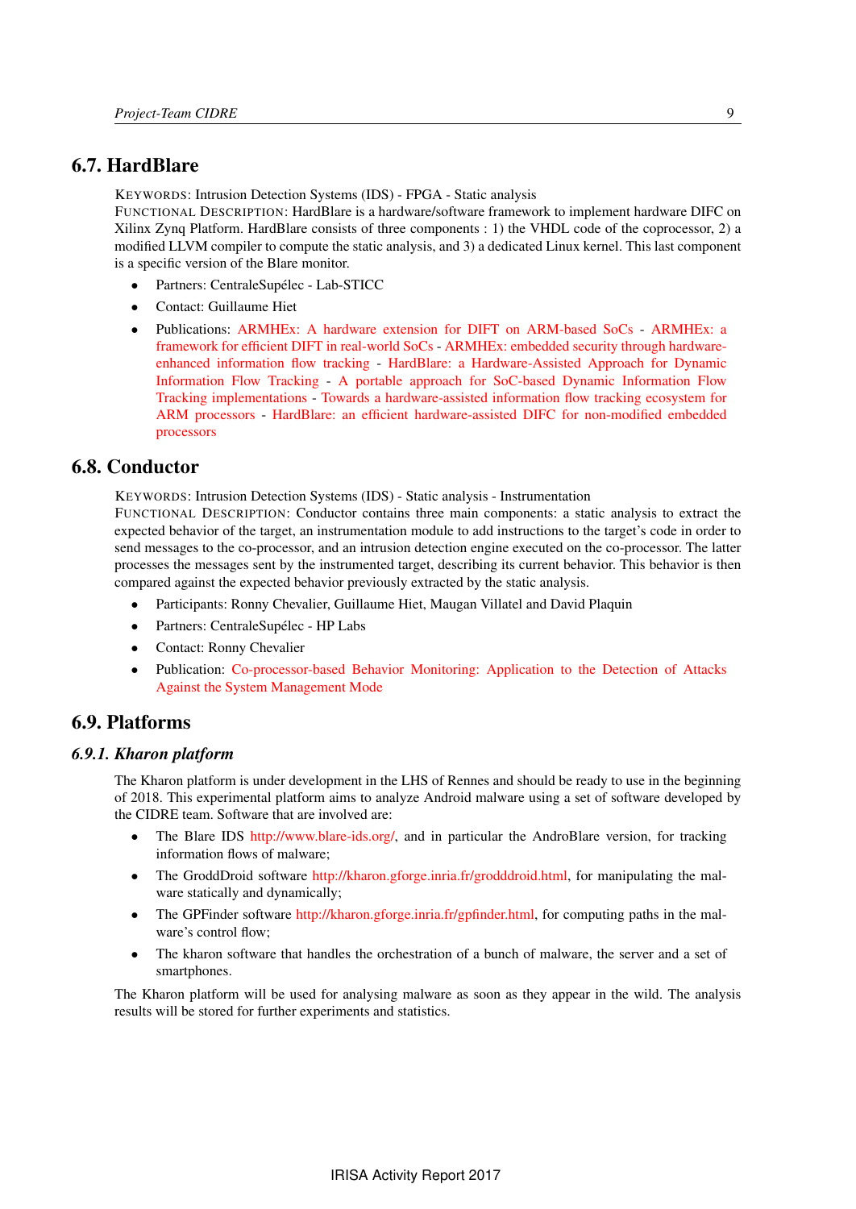## 6.7. HardBlare

KEYWORDS: Intrusion Detection Systems (IDS) - FPGA - Static analysis

FUNCTIONAL DESCRIPTION: HardBlare is a hardware/software framework to implement hardware DIFC on Xilinx Zynq Platform. HardBlare consists of three components : 1) the VHDL code of the coprocessor, 2) a modified LLVM compiler to compute the static analysis, and 3) a dedicated Linux kernel. This last component is a specific version of the Blare monitor.

- Partners: CentraleSupélec - Lab-STICC
- Contact: Guillaume Hiet
- Publications: ARMHEx: A hardware extension for DIFT on ARM-based SoCs - ARMHEx: a framework for efficient DIFT in real-world SoCs - ARMHEx: embedded security through hardware-enhanced information flow tracking - HardBlare: a Hardware-Assisted Approach for Dynamic Information Flow Tracking - A portable approach for SoC-based Dynamic Information Flow Tracking implementations - Towards a hardware-assisted information flow tracking ecosystem for ARM processors - HardBlare: an efficient hardware-assisted DIFC for non-modified embedded processors

## 6.8. Conductor

KEYWORDS: Intrusion Detection Systems (IDS) - Static analysis - Instrumentation

FUNCTIONAL DESCRIPTION: Conductor contains three main components: a static analysis to extract the expected behavior of the target, an instrumentation module to add instructions to the target's code in order to send messages to the co-processor, and an intrusion detection engine executed on the co-processor. The latter processes the messages sent by the instrumented target, describing its current behavior. This behavior is then compared against the expected behavior previously extracted by the static analysis.

- Participants: Ronny Chevalier, Guillaume Hiet, Maugan Villatel and David Plaquin
- Partners: CentraleSupélec - HP Labs
- Contact: Ronny Chevalier
- Publication: Co-processor-based Behavior Monitoring: Application to the Detection of Attacks Against the System Management Mode

## 6.9. Platforms

### 6.9.1. Kharon platform

The Kharon platform is under development in the LHS of Rennes and should be ready to use in the beginning of 2018. This experimental platform aims to analyze Android malware using a set of software developed by the CIDRE team. Software that are involved are:

- The Blare IDS http://www.blare-ids.org/, and in particular the AndroBlare version, for tracking information flows of malware;
- The GroddDroid software http://kharon.gforge.inria.fr/grodddroid.html, for manipulating the malware statically and dynamically;
- The GPFinder software http://kharon.gforge.inria.fr/gpfinder.html, for computing paths in the malware's control flow;
- The kharon software that handles the orchestration of a bunch of malware, the server and a set of smartphones.

The Kharon platform will be used for analysing malware as soon as they appear in the wild. The analysis results will be stored for further experiments and statistics.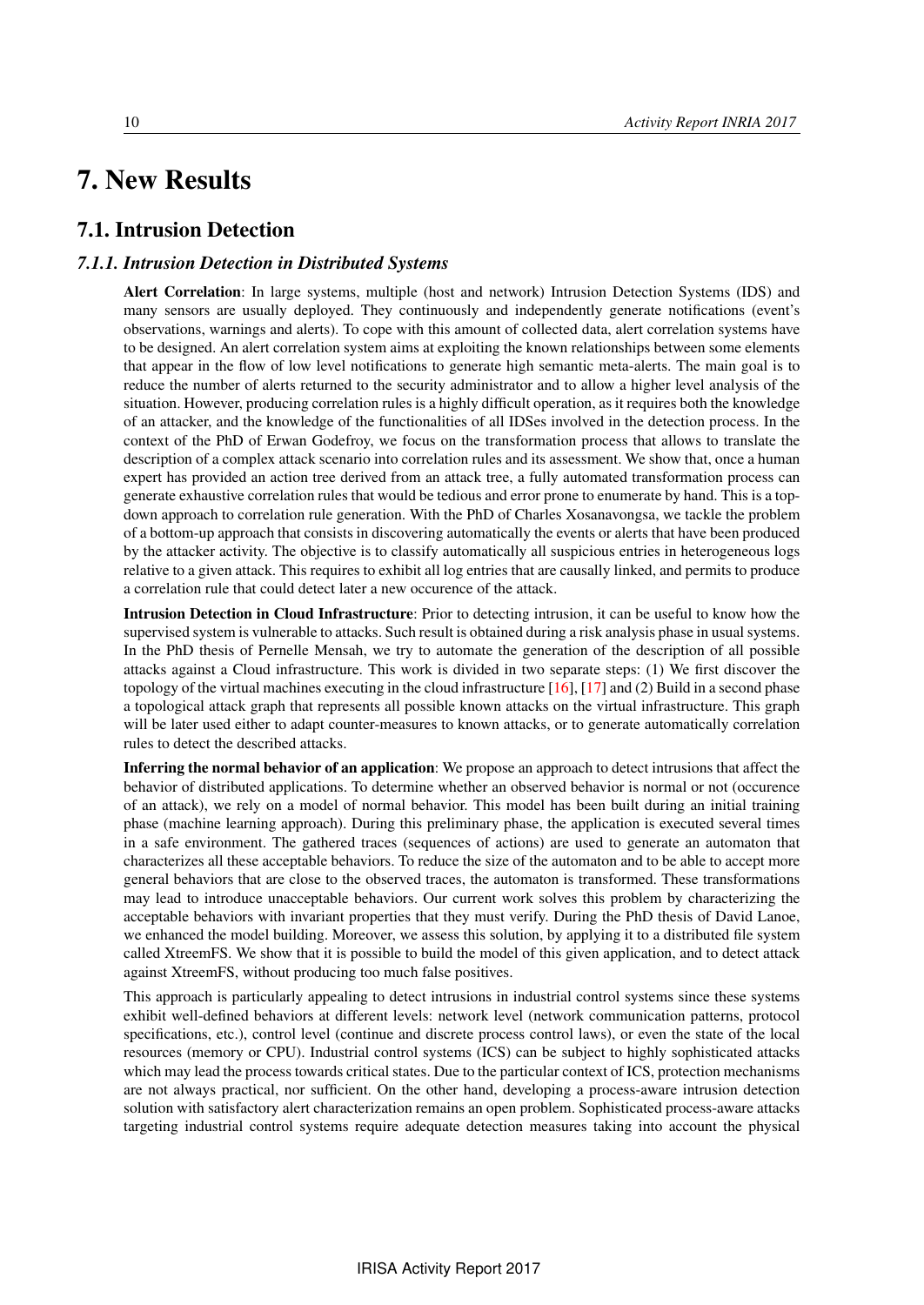# 7. New Results

## 7.1. Intrusion Detection

### 7.1.1. Intrusion Detection in Distributed Systems

**Alert Correlation**: In large systems, multiple (host and network) Intrusion Detection Systems (IDS) and many sensors are usually deployed. They continuously and independently generate notifications (event's observations, warnings and alerts). To cope with this amount of collected data, alert correlation systems have to be designed. An alert correlation system aims at exploiting the known relationships between some elements that appear in the flow of low level notifications to generate high semantic meta-alerts. The main goal is to reduce the number of alerts returned to the security administrator and to allow a higher level analysis of the situation. However, producing correlation rules is a highly difficult operation, as it requires both the knowledge of an attacker, and the knowledge of the functionalities of all IDSes involved in the detection process. In the context of the PhD of Erwan Godefroy, we focus on the transformation process that allows to translate the description of a complex attack scenario into correlation rules and its assessment. We show that, once a human expert has provided an action tree derived from an attack tree, a fully automated transformation process can generate exhaustive correlation rules that would be tedious and error prone to enumerate by hand. This is a top-down approach to correlation rule generation. With the PhD of Charles Xosanavongsa, we tackle the problem of a bottom-up approach that consists in discovering automatically the events or alerts that have been produced by the attacker activity. The objective is to classify automatically all suspicious entries in heterogeneous logs relative to a given attack. This requires to exhibit all log entries that are causally linked, and permits to produce a correlation rule that could detect later a new occurence of the attack.

**Intrusion Detection in Cloud Infrastructure**: Prior to detecting intrusion, it can be useful to know how the supervised system is vulnerable to attacks. Such result is obtained during a risk analysis phase in usual systems. In the PhD thesis of Pernelle Mensah, we try to automate the generation of the description of all possible attacks against a Cloud infrastructure. This work is divided in two separate steps: (1) We first discover the topology of the virtual machines executing in the cloud infrastructure [16], [17] and (2) Build in a second phase a topological attack graph that represents all possible known attacks on the virtual infrastructure. This graph will be later used either to adapt counter-measures to known attacks, or to generate automatically correlation rules to detect the described attacks.

**Inferring the normal behavior of an application**: We propose an approach to detect intrusions that affect the behavior of distributed applications. To determine whether an observed behavior is normal or not (occurence of an attack), we rely on a model of normal behavior. This model has been built during an initial training phase (machine learning approach). During this preliminary phase, the application is executed several times in a safe environment. The gathered traces (sequences of actions) are used to generate an automaton that characterizes all these acceptable behaviors. To reduce the size of the automaton and to be able to accept more general behaviors that are close to the observed traces, the automaton is transformed. These transformations may lead to introduce unacceptable behaviors. Our current work solves this problem by characterizing the acceptable behaviors with invariant properties that they must verify. During the PhD thesis of David Lanoe, we enhanced the model building. Moreover, we assess this solution, by applying it to a distributed file system called XtreemFS. We show that it is possible to build the model of this given application, and to detect attack against XtreemFS, without producing too much false positives.

This approach is particularly appealing to detect intrusions in industrial control systems since these systems exhibit well-defined behaviors at different levels: network level (network communication patterns, protocol specifications, etc.), control level (continue and discrete process control laws), or even the state of the local resources (memory or CPU). Industrial control systems (ICS) can be subject to highly sophisticated attacks which may lead the process towards critical states. Due to the particular context of ICS, protection mechanisms are not always practical, nor sufficient. On the other hand, developing a process-aware intrusion detection solution with satisfactory alert characterization remains an open problem. Sophisticated process-aware attacks targeting industrial control systems require adequate detection measures taking into account the physical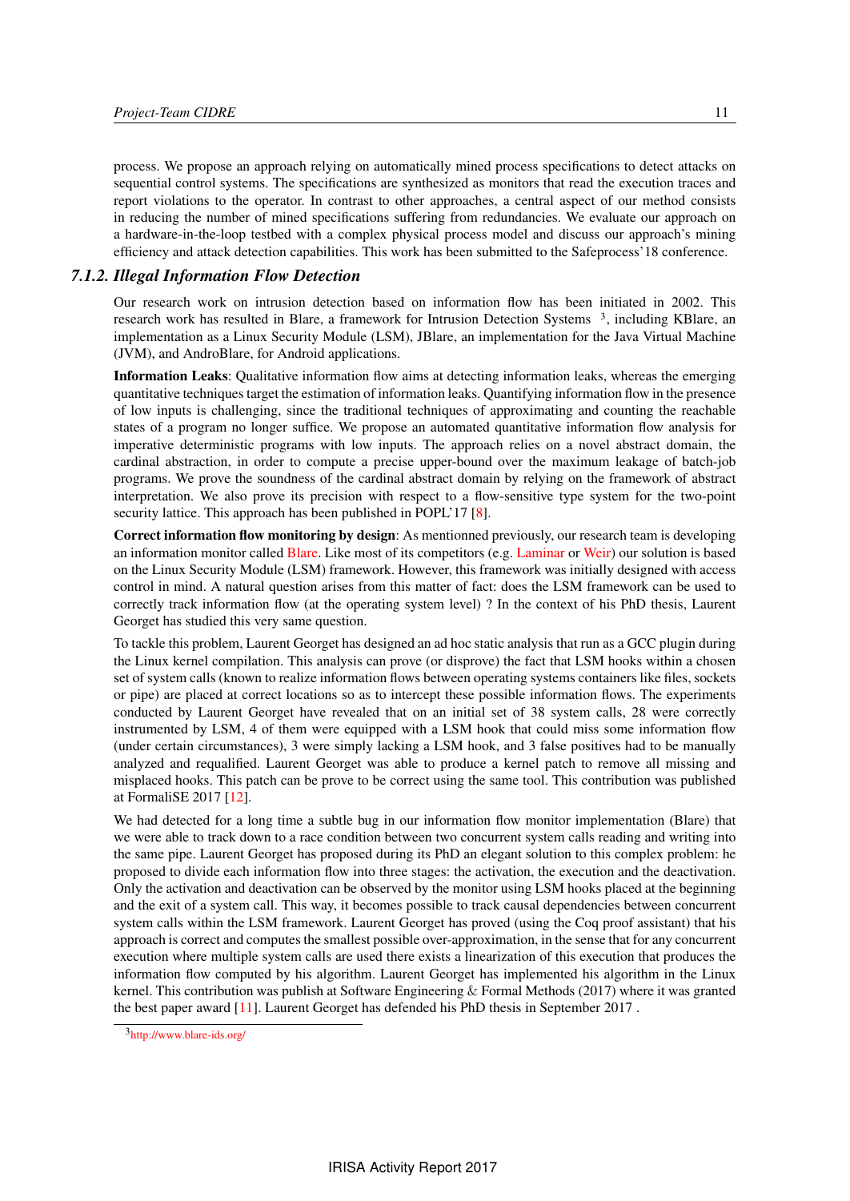process. We propose an approach relying on automatically mined process specifications to detect attacks on sequential control systems. The specifications are synthesized as monitors that read the execution traces and report violations to the operator. In contrast to other approaches, a central aspect of our method consists in reducing the number of mined specifications suffering from redundancies. We evaluate our approach on a hardware-in-the-loop testbed with a complex physical process model and discuss our approach's mining efficiency and attack detection capabilities. This work has been submitted to the Safeprocess'18 conference.

### *7.1.2. Illegal Information Flow Detection*

Our research work on intrusion detection based on information flow has been initiated in 2002. This research work has resulted in Blare, a framework for Intrusion Detection Systems [3], including KBlare, an implementation as a Linux Security Module (LSM), JBlare, an implementation for the Java Virtual Machine (JVM), and AndroBlare, for Android applications.

**Information Leaks**: Qualitative information flow aims at detecting information leaks, whereas the emerging quantitative techniques target the estimation of information leaks. Quantifying information flow in the presence of low inputs is challenging, since the traditional techniques of approximating and counting the reachable states of a program no longer suffice. We propose an automated quantitative information flow analysis for imperative deterministic programs with low inputs. The approach relies on a novel abstract domain, the cardinal abstraction, in order to compute a precise upper-bound over the maximum leakage of batch-job programs. We prove the soundness of the cardinal abstract domain by relying on the framework of abstract interpretation. We also prove its precision with respect to a flow-sensitive type system for the two-point security lattice. This approach has been published in POPL'17 [8].

**Correct information flow monitoring by design**: As mentionned previously, our research team is developing an information monitor called Blare. Like most of its competitors (e.g. Laminar or Weir) our solution is based on the Linux Security Module (LSM) framework. However, this framework was initially designed with access control in mind. A natural question arises from this matter of fact: does the LSM framework can be used to correctly track information flow (at the operating system level) ? In the context of his PhD thesis, Laurent Georget has studied this very same question.

To tackle this problem, Laurent Georget has designed an ad hoc static analysis that run as a GCC plugin during the Linux kernel compilation. This analysis can prove (or disprove) the fact that LSM hooks within a chosen set of system calls (known to realize information flows between operating systems containers like files, sockets or pipe) are placed at correct locations so as to intercept these possible information flows. The experiments conducted by Laurent Georget have revealed that on an initial set of 38 system calls, 28 were correctly instrumented by LSM, 4 of them were equipped with a LSM hook that could miss some information flow (under certain circumstances), 3 were simply lacking a LSM hook, and 3 false positives had to be manually analyzed and requalified. Laurent Georget was able to produce a kernel patch to remove all missing and misplaced hooks. This patch can be prove to be correct using the same tool. This contribution was published at FormaliSE 2017 [12].

We had detected for a long time a subtle bug in our information flow monitor implementation (Blare) that we were able to track down to a race condition between two concurrent system calls reading and writing into the same pipe. Laurent Georget has proposed during its PhD an elegant solution to this complex problem: he proposed to divide each information flow into three stages: the activation, the execution and the deactivation. Only the activation and deactivation can be observed by the monitor using LSM hooks placed at the beginning and the exit of a system call. This way, it becomes possible to track causal dependencies between concurrent system calls within the LSM framework. Laurent Georget has proved (using the Coq proof assistant) that his approach is correct and computes the smallest possible over-approximation, in the sense that for any concurrent execution where multiple system calls are used there exists a linearization of this execution that produces the information flow computed by his algorithm. Laurent Georget has implemented his algorithm in the Linux kernel. This contribution was publish at Software Engineering & Formal Methods (2017) where it was granted the best paper award [11]. Laurent Georget has defended his PhD thesis in September 2017 .

[3] http://www.blare-ids.org/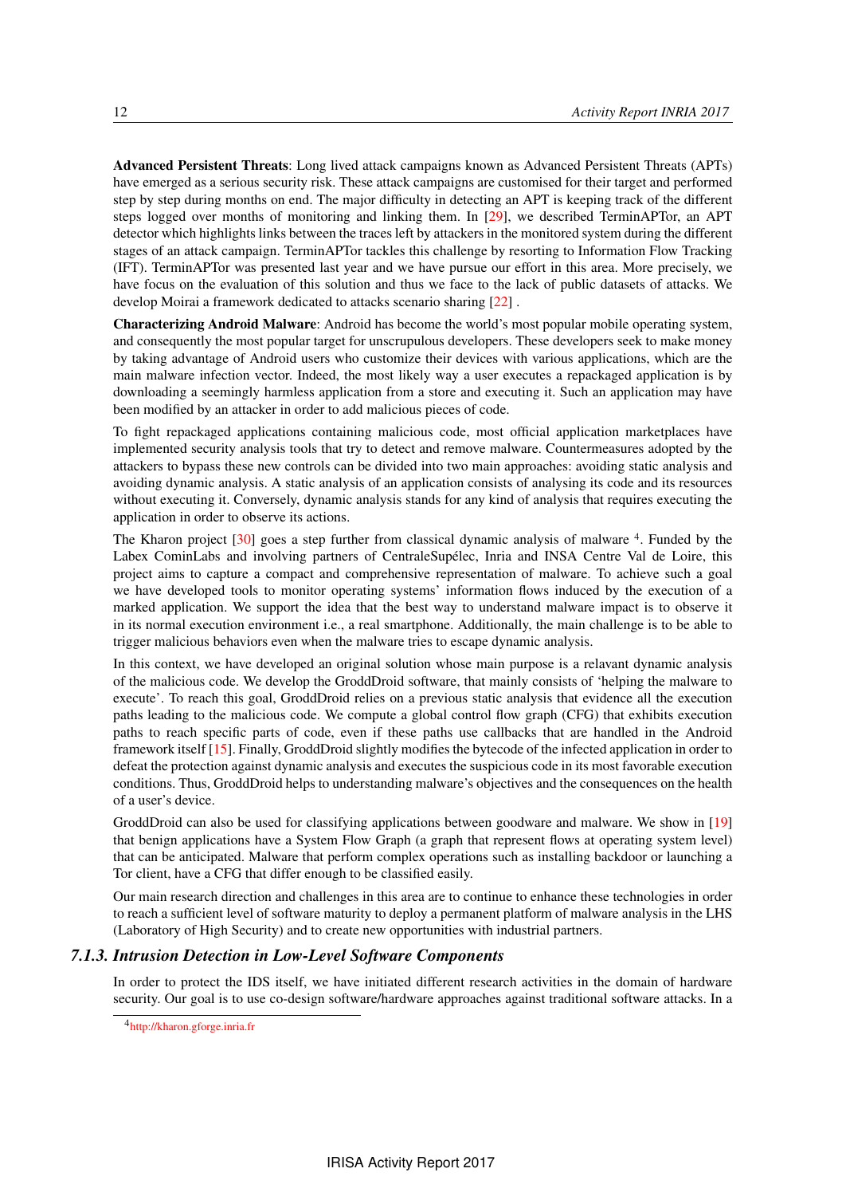**Advanced Persistent Threats**: Long lived attack campaigns known as Advanced Persistent Threats (APTs) have emerged as a serious security risk. These attack campaigns are customised for their target and performed step by step during months on end. The major difficulty in detecting an APT is keeping track of the different steps logged over months of monitoring and linking them. In [29], we described TerminAPTor, an APT detector which highlights links between the traces left by attackers in the monitored system during the different stages of an attack campaign. TerminAPTor tackles this challenge by resorting to Information Flow Tracking (IFT). TerminAPTor was presented last year and we have pursue our effort in this area. More precisely, we have focus on the evaluation of this solution and thus we face to the lack of public datasets of attacks. We develop Moirai a framework dedicated to attacks scenario sharing [22] .

**Characterizing Android Malware**: Android has become the world's most popular mobile operating system, and consequently the most popular target for unscrupulous developers. These developers seek to make money by taking advantage of Android users who customize their devices with various applications, which are the main malware infection vector. Indeed, the most likely way a user executes a repackaged application is by downloading a seemingly harmless application from a store and executing it. Such an application may have been modified by an attacker in order to add malicious pieces of code.

To fight repackaged applications containing malicious code, most official application marketplaces have implemented security analysis tools that try to detect and remove malware. Countermeasures adopted by the attackers to bypass these new controls can be divided into two main approaches: avoiding static analysis and avoiding dynamic analysis. A static analysis of an application consists of analysing its code and its resources without executing it. Conversely, dynamic analysis stands for any kind of analysis that requires executing the application in order to observe its actions.

The Kharon project [30] goes a step further from classical dynamic analysis of malware [4]. Funded by the Labex CominLabs and involving partners of CentraleSupélec, Inria and INSA Centre Val de Loire, this project aims to capture a compact and comprehensive representation of malware. To achieve such a goal we have developed tools to monitor operating systems' information flows induced by the execution of a marked application. We support the idea that the best way to understand malware impact is to observe it in its normal execution environment i.e., a real smartphone. Additionally, the main challenge is to be able to trigger malicious behaviors even when the malware tries to escape dynamic analysis.

In this context, we have developed an original solution whose main purpose is a relavant dynamic analysis of the malicious code. We develop the GroddDroid software, that mainly consists of 'helping the malware to execute'. To reach this goal, GroddDroid relies on a previous static analysis that evidence all the execution paths leading to the malicious code. We compute a global control flow graph (CFG) that exhibits execution paths to reach specific parts of code, even if these paths use callbacks that are handled in the Android framework itself [15]. Finally, GroddDroid slightly modifies the bytecode of the infected application in order to defeat the protection against dynamic analysis and executes the suspicious code in its most favorable execution conditions. Thus, GroddDroid helps to understanding malware's objectives and the consequences on the health of a user's device.

GroddDroid can also be used for classifying applications between goodware and malware. We show in [19] that benign applications have a System Flow Graph (a graph that represent flows at operating system level) that can be anticipated. Malware that perform complex operations such as installing backdoor or launching a Tor client, have a CFG that differ enough to be classified easily.

Our main research direction and challenges in this area are to continue to enhance these technologies in order to reach a sufficient level of software maturity to deploy a permanent platform of malware analysis in the LHS (Laboratory of High Security) and to create new opportunities with industrial partners.

### *7.1.3. Intrusion Detection in Low-Level Software Components*

In order to protect the IDS itself, we have initiated different research activities in the domain of hardware security. Our goal is to use co-design software/hardware approaches against traditional software attacks. In a

[4] http://kharon.gforge.inria.fr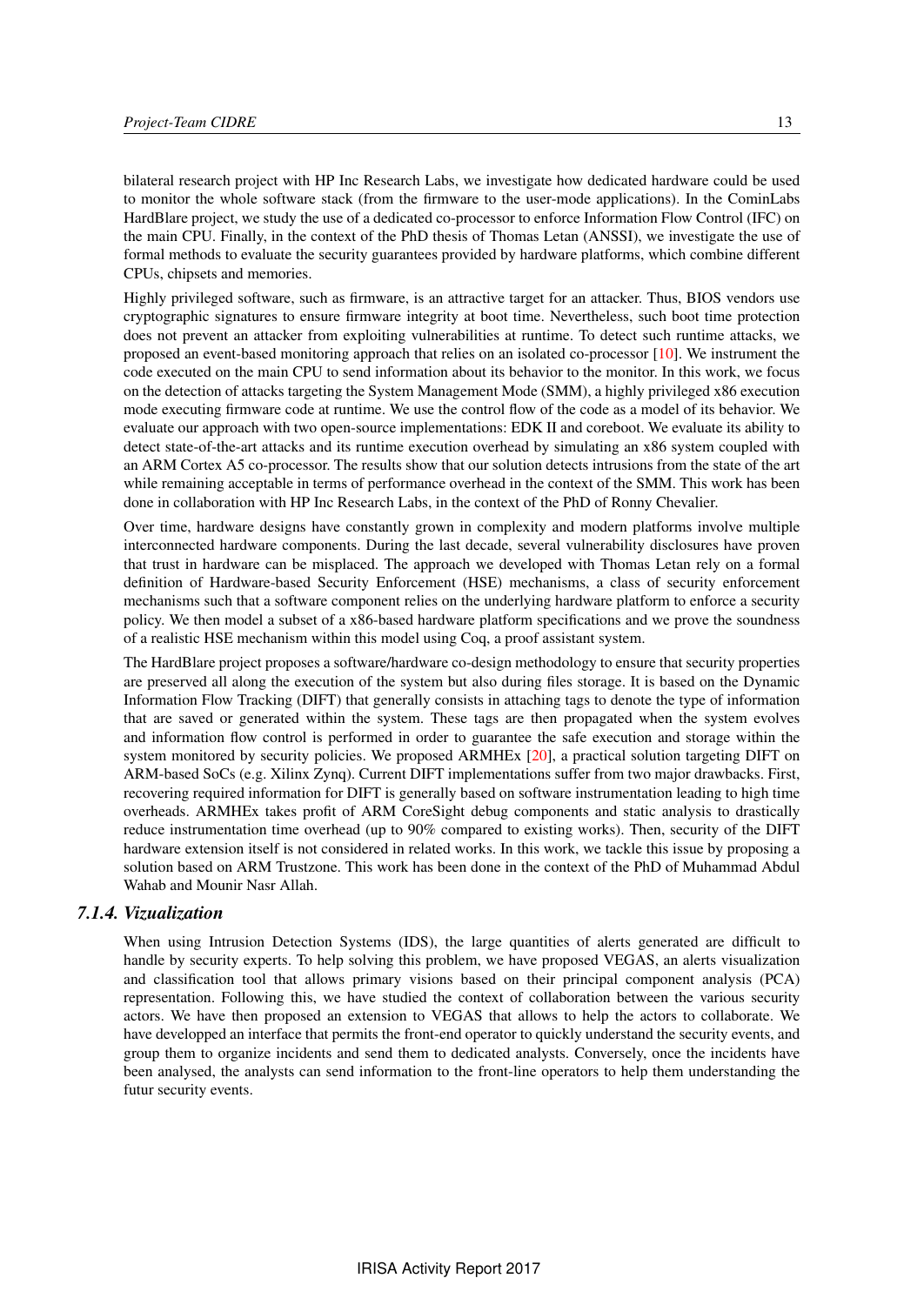bilateral research project with HP Inc Research Labs, we investigate how dedicated hardware could be used to monitor the whole software stack (from the firmware to the user-mode applications). In the CominLabs HardBlare project, we study the use of a dedicated co-processor to enforce Information Flow Control (IFC) on the main CPU. Finally, in the context of the PhD thesis of Thomas Letan (ANSSI), we investigate the use of formal methods to evaluate the security guarantees provided by hardware platforms, which combine different CPUs, chipsets and memories.

Highly privileged software, such as firmware, is an attractive target for an attacker. Thus, BIOS vendors use cryptographic signatures to ensure firmware integrity at boot time. Nevertheless, such boot time protection does not prevent an attacker from exploiting vulnerabilities at runtime. To detect such runtime attacks, we proposed an event-based monitoring approach that relies on an isolated co-processor [10]. We instrument the code executed on the main CPU to send information about its behavior to the monitor. In this work, we focus on the detection of attacks targeting the System Management Mode (SMM), a highly privileged x86 execution mode executing firmware code at runtime. We use the control flow of the code as a model of its behavior. We evaluate our approach with two open-source implementations: EDK II and coreboot. We evaluate its ability to detect state-of-the-art attacks and its runtime execution overhead by simulating an x86 system coupled with an ARM Cortex A5 co-processor. The results show that our solution detects intrusions from the state of the art while remaining acceptable in terms of performance overhead in the context of the SMM. This work has been done in collaboration with HP Inc Research Labs, in the context of the PhD of Ronny Chevalier.

Over time, hardware designs have constantly grown in complexity and modern platforms involve multiple interconnected hardware components. During the last decade, several vulnerability disclosures have proven that trust in hardware can be misplaced. The approach we developed with Thomas Letan rely on a formal definition of Hardware-based Security Enforcement (HSE) mechanisms, a class of security enforcement mechanisms such that a software component relies on the underlying hardware platform to enforce a security policy. We then model a subset of a x86-based hardware platform specifications and we prove the soundness of a realistic HSE mechanism within this model using Coq, a proof assistant system.

The HardBlare project proposes a software/hardware co-design methodology to ensure that security properties are preserved all along the execution of the system but also during files storage. It is based on the Dynamic Information Flow Tracking (DIFT) that generally consists in attaching tags to denote the type of information that are saved or generated within the system. These tags are then propagated when the system evolves and information flow control is performed in order to guarantee the safe execution and storage within the system monitored by security policies. We proposed ARMHEx [20], a practical solution targeting DIFT on ARM-based SoCs (e.g. Xilinx Zynq). Current DIFT implementations suffer from two major drawbacks. First, recovering required information for DIFT is generally based on software instrumentation leading to high time overheads. ARMHEx takes profit of ARM CoreSight debug components and static analysis to drastically reduce instrumentation time overhead (up to 90% compared to existing works). Then, security of the DIFT hardware extension itself is not considered in related works. In this work, we tackle this issue by proposing a solution based on ARM Trustzone. This work has been done in the context of the PhD of Muhammad Abdul Wahab and Mounir Nasr Allah.

### *7.1.4. Vizualization*

When using Intrusion Detection Systems (IDS), the large quantities of alerts generated are difficult to handle by security experts. To help solving this problem, we have proposed VEGAS, an alerts visualization and classification tool that allows primary visions based on their principal component analysis (PCA) representation. Following this, we have studied the context of collaboration between the various security actors. We have then proposed an extension to VEGAS that allows to help the actors to collaborate. We have developped an interface that permits the front-end operator to quickly understand the security events, and group them to organize incidents and send them to dedicated analysts. Conversely, once the incidents have been analysed, the analysts can send information to the front-line operators to help them understanding the futur security events.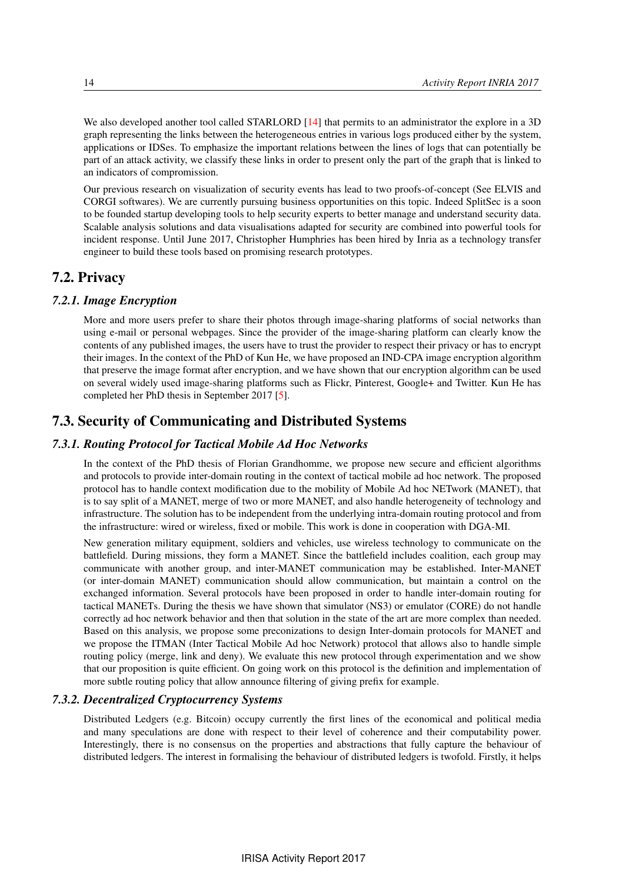We also developed another tool called STARLORD [14] that permits to an administrator the explore in a 3D graph representing the links between the heterogeneous entries in various logs produced either by the system, applications or IDSes. To emphasize the important relations between the lines of logs that can potentially be part of an attack activity, we classify these links in order to present only the part of the graph that is linked to an indicators of compromission.

Our previous research on visualization of security events has lead to two proofs-of-concept (See ELVIS and CORGI softwares). We are currently pursuing business opportunities on this topic. Indeed SplitSec is a soon to be founded startup developing tools to help security experts to better manage and understand security data. Scalable analysis solutions and data visualisations adapted for security are combined into powerful tools for incident response. Until June 2017, Christopher Humphries has been hired by Inria as a technology transfer engineer to build these tools based on promising research prototypes.

## 7.2. Privacy

### *7.2.1. Image Encryption*

More and more users prefer to share their photos through image-sharing platforms of social networks than using e-mail or personal webpages. Since the provider of the image-sharing platform can clearly know the contents of any published images, the users have to trust the provider to respect their privacy or has to encrypt their images. In the context of the PhD of Kun He, we have proposed an IND-CPA image encryption algorithm that preserve the image format after encryption, and we have shown that our encryption algorithm can be used on several widely used image-sharing platforms such as Flickr, Pinterest, Google+ and Twitter. Kun He has completed her PhD thesis in September 2017 [5].

## 7.3. Security of Communicating and Distributed Systems

### *7.3.1. Routing Protocol for Tactical Mobile Ad Hoc Networks*

In the context of the PhD thesis of Florian Grandhomme, we propose new secure and efficient algorithms and protocols to provide inter-domain routing in the context of tactical mobile ad hoc network. The proposed protocol has to handle context modification due to the mobility of Mobile Ad hoc NETwork (MANET), that is to say split of a MANET, merge of two or more MANET, and also handle heterogeneity of technology and infrastructure. The solution has to be independent from the underlying intra-domain routing protocol and from the infrastructure: wired or wireless, fixed or mobile. This work is done in cooperation with DGA-MI.

New generation military equipment, soldiers and vehicles, use wireless technology to communicate on the battlefield. During missions, they form a MANET. Since the battlefield includes coalition, each group may communicate with another group, and inter-MANET communication may be established. Inter-MANET (or inter-domain MANET) communication should allow communication, but maintain a control on the exchanged information. Several protocols have been proposed in order to handle inter-domain routing for tactical MANETs. During the thesis we have shown that simulator (NS3) or emulator (CORE) do not handle correctly ad hoc network behavior and then that solution in the state of the art are more complex than needed. Based on this analysis, we propose some preconizations to design Inter-domain protocols for MANET and we propose the ITMAN (Inter Tactical Mobile Ad hoc Network) protocol that allows also to handle simple routing policy (merge, link and deny). We evaluate this new protocol through experimentation and we show that our proposition is quite efficient. On going work on this protocol is the definition and implementation of more subtle routing policy that allow announce filtering of giving prefix for example.

### *7.3.2. Decentralized Cryptocurrency Systems*

Distributed Ledgers (e.g. Bitcoin) occupy currently the first lines of the economical and political media and many speculations are done with respect to their level of coherence and their computability power. Interestingly, there is no consensus on the properties and abstractions that fully capture the behaviour of distributed ledgers. The interest in formalising the behaviour of distributed ledgers is twofold. Firstly, it helps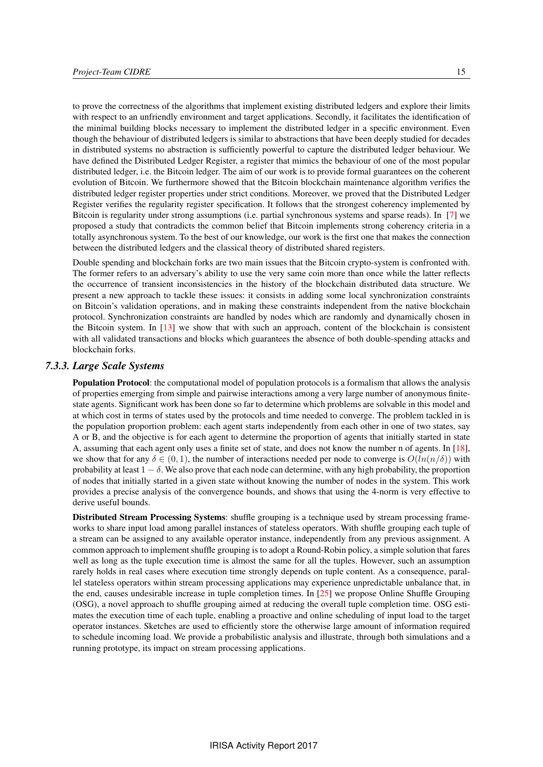to prove the correctness of the algorithms that implement existing distributed ledgers and explore their limits with respect to an unfriendly environment and target applications. Secondly, it facilitates the identification of the minimal building blocks necessary to implement the distributed ledger in a specific environment. Even though the behaviour of distributed ledgers is similar to abstractions that have been deeply studied for decades in distributed systems no abstraction is sufficiently powerful to capture the distributed ledger behaviour. We have defined the Distributed Ledger Register, a register that mimics the behaviour of one of the most popular distributed ledger, i.e. the Bitcoin ledger. The aim of our work is to provide formal guarantees on the coherent evolution of Bitcoin. We furthermore showed that the Bitcoin blockchain maintenance algorithm verifies the distributed ledger register properties under strict conditions. Moreover, we proved that the Distributed Ledger Register verifies the regularity register specification. It follows that the strongest coherency implemented by Bitcoin is regularity under strong assumptions (i.e. partial synchronous systems and sparse reads). In [7] we proposed a study that contradicts the common belief that Bitcoin implements strong coherency criteria in a totally asynchronous system. To the best of our knowledge, our work is the first one that makes the connection between the distributed ledgers and the classical theory of distributed shared registers.

Double spending and blockchain forks are two main issues that the Bitcoin crypto-system is confronted with. The former refers to an adversary's ability to use the very same coin more than once while the latter reflects the occurrence of transient inconsistencies in the history of the blockchain distributed data structure. We present a new approach to tackle these issues: it consists in adding some local synchronization constraints on Bitcoin's validation operations, and in making these constraints independent from the native blockchain protocol. Synchronization constraints are handled by nodes which are randomly and dynamically chosen in the Bitcoin system. In [13] we show that with such an approach, content of the blockchain is consistent with all validated transactions and blocks which guarantees the absence of both double-spending attacks and blockchain forks.

### *7.3.3. Large Scale Systems*

**Population Protocol**: the computational model of population protocols is a formalism that allows the analysis of properties emerging from simple and pairwise interactions among a very large number of anonymous finite-state agents. Significant work has been done so far to determine which problems are solvable in this model and at which cost in terms of states used by the protocols and time needed to converge. The problem tackled in is the population proportion problem: each agent starts independently from each other in one of two states, say A or B, and the objective is for each agent to determine the proportion of agents that initially started in state A, assuming that each agent only uses a finite set of state, and does not know the number n of agents. In [18], we show that for any $\delta \in (0, 1)$, the number of interactions needed per node to converge is $O(ln(n/\delta))$ with probability at least $1 - \delta$. We also prove that each node can determine, with any high probability, the proportion of nodes that initially started in a given state without knowing the number of nodes in the system. This work provides a precise analysis of the convergence bounds, and shows that using the 4-norm is very effective to derive useful bounds.

**Distributed Stream Processing Systems**: shuffle grouping is a technique used by stream processing frameworks to share input load among parallel instances of stateless operators. With shuffle grouping each tuple of a stream can be assigned to any available operator instance, independently from any previous assignment. A common approach to implement shuffle grouping is to adopt a Round-Robin policy, a simple solution that fares well as long as the tuple execution time is almost the same for all the tuples. However, such an assumption rarely holds in real cases where execution time strongly depends on tuple content. As a consequence, parallel stateless operators within stream processing applications may experience unpredictable unbalance that, in the end, causes undesirable increase in tuple completion times. In [25] we propose Online Shuffle Grouping (OSG), a novel approach to shuffle grouping aimed at reducing the overall tuple completion time. OSG estimates the execution time of each tuple, enabling a proactive and online scheduling of input load to the target operator instances. Sketches are used to efficiently store the otherwise large amount of information required to schedule incoming load. We provide a probabilistic analysis and illustrate, through both simulations and a running prototype, its impact on stream processing applications.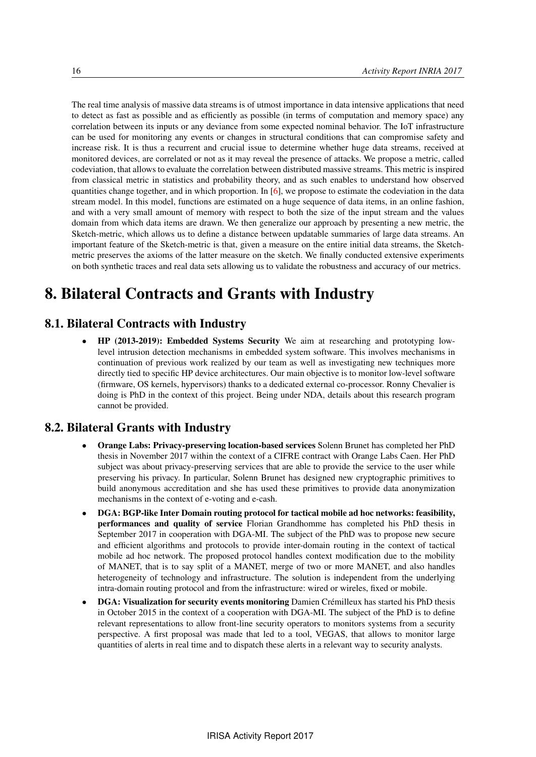The real time analysis of massive data streams is of utmost importance in data intensive applications that need to detect as fast as possible and as efficiently as possible (in terms of computation and memory space) any correlation between its inputs or any deviance from some expected nominal behavior. The IoT infrastructure can be used for monitoring any events or changes in structural conditions that can compromise safety and increase risk. It is thus a recurrent and crucial issue to determine whether huge data streams, received at monitored devices, are correlated or not as it may reveal the presence of attacks. We propose a metric, called codeviation, that allows to evaluate the correlation between distributed massive streams. This metric is inspired from classical metric in statistics and probability theory, and as such enables to understand how observed quantities change together, and in which proportion. In [6], we propose to estimate the codeviation in the data stream model. In this model, functions are estimated on a huge sequence of data items, in an online fashion, and with a very small amount of memory with respect to both the size of the input stream and the values domain from which data items are drawn. We then generalize our approach by presenting a new metric, the Sketch-metric, which allows us to define a distance between updatable summaries of large data streams. An important feature of the Sketch-metric is that, given a measure on the entire initial data streams, the Sketch-metric preserves the axioms of the latter measure on the sketch. We finally conducted extensive experiments on both synthetic traces and real data sets allowing us to validate the robustness and accuracy of our metrics.

# 8. Bilateral Contracts and Grants with Industry

## 8.1. Bilateral Contracts with Industry

- **HP (2013-2019): Embedded Systems Security** We aim at researching and prototyping low-level intrusion detection mechanisms in embedded system software. This involves mechanisms in continuation of previous work realized by our team as well as investigating new techniques more directly tied to specific HP device architectures. Our main objective is to monitor low-level software (firmware, OS kernels, hypervisors) thanks to a dedicated external co-processor. Ronny Chevalier is doing is PhD in the context of this project. Being under NDA, details about this research program cannot be provided.

## 8.2. Bilateral Grants with Industry

- **Orange Labs: Privacy-preserving location-based services** Solenn Brunet has completed her PhD thesis in November 2017 within the context of a CIFRE contract with Orange Labs Caen. Her PhD subject was about privacy-preserving services that are able to provide the service to the user while preserving his privacy. In particular, Solenn Brunet has designed new cryptographic primitives to build anonymous accreditation and she has used these primitives to provide data anonymization mechanisms in the context of e-voting and e-cash.
- **DGA: BGP-like Inter Domain routing protocol for tactical mobile ad hoc networks: feasibility, performances and quality of service** Florian Grandhomme has completed his PhD thesis in September 2017 in cooperation with DGA-MI. The subject of the PhD was to propose new secure and efficient algorithms and protocols to provide inter-domain routing in the context of tactical mobile ad hoc network. The proposed protocol handles context modification due to the mobility of MANET, that is to say split of a MANET, merge of two or more MANET, and also handles heterogeneity of technology and infrastructure. The solution is independent from the underlying intra-domain routing protocol and from the infrastructure: wired or wireles, fixed or mobile.
- **DGA: Visualization for security events monitoring** Damien Crémilleux has started his PhD thesis in October 2015 in the context of a cooperation with DGA-MI. The subject of the PhD is to define relevant representations to allow front-line security operators to monitors systems from a security perspective. A first proposal was made that led to a tool, VEGAS, that allows to monitor large quantities of alerts in real time and to dispatch these alerts in a relevant way to security analysts.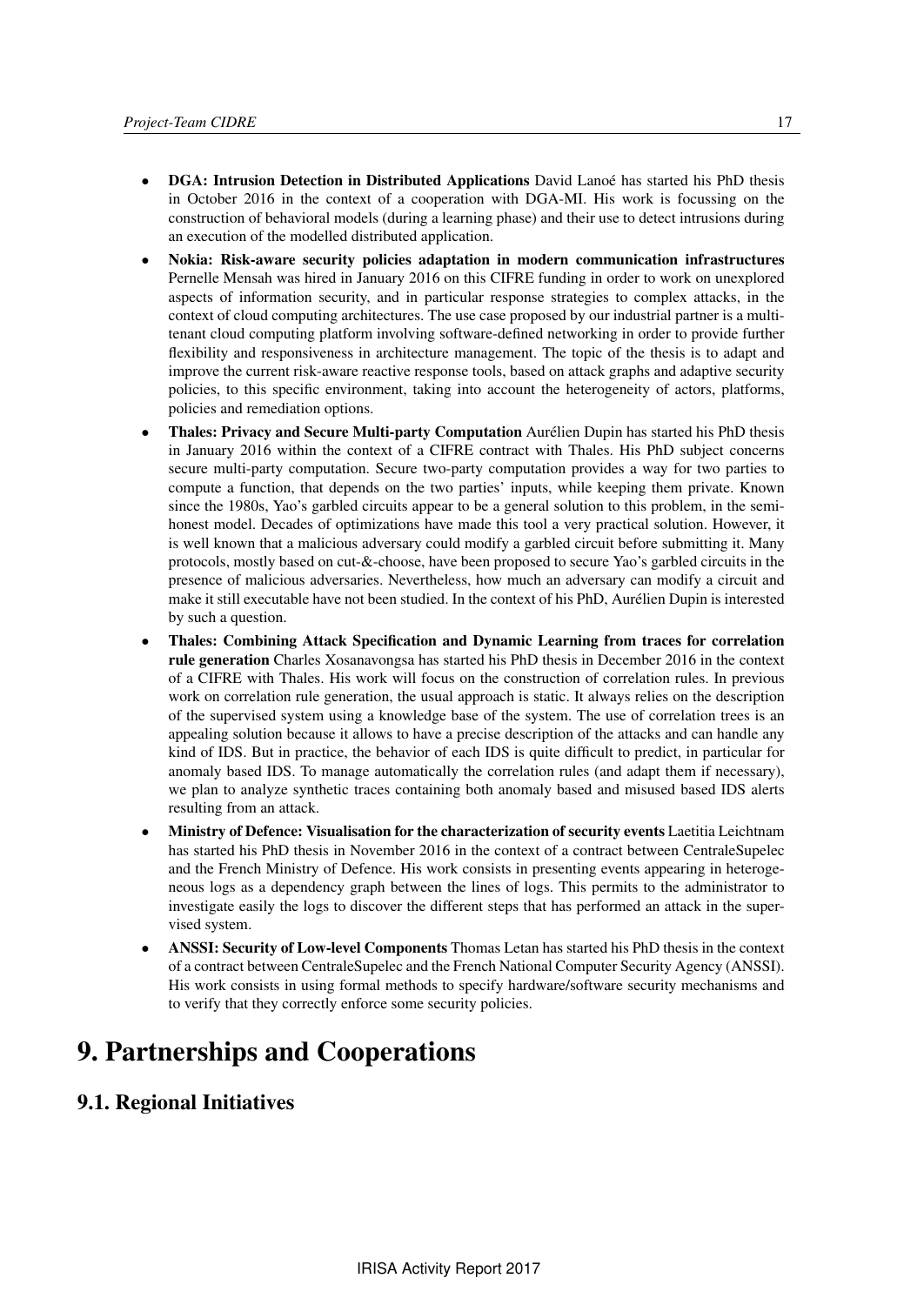- **DGA: Intrusion Detection in Distributed Applications** David Lanoé has started his PhD thesis in October 2016 in the context of a cooperation with DGA-MI. His work is focussing on the construction of behavioral models (during a learning phase) and their use to detect intrusions during an execution of the modelled distributed application.
- **Nokia: Risk-aware security policies adaptation in modern communication infrastructures** Pernelle Mensah was hired in January 2016 on this CIFRE funding in order to work on unexplored aspects of information security, and in particular response strategies to complex attacks, in the context of cloud computing architectures. The use case proposed by our industrial partner is a multi-tenant cloud computing platform involving software-defined networking in order to provide further flexibility and responsiveness in architecture management. The topic of the thesis is to adapt and improve the current risk-aware reactive response tools, based on attack graphs and adaptive security policies, to this specific environment, taking into account the heterogeneity of actors, platforms, policies and remediation options.
- **Thales: Privacy and Secure Multi-party Computation** Aurélien Dupin has started his PhD thesis in January 2016 within the context of a CIFRE contract with Thales. His PhD subject concerns secure multi-party computation. Secure two-party computation provides a way for two parties to compute a function, that depends on the two parties' inputs, while keeping them private. Known since the 1980s, Yao's garbled circuits appear to be a general solution to this problem, in the semi-honest model. Decades of optimizations have made this tool a very practical solution. However, it is well known that a malicious adversary could modify a garbled circuit before submitting it. Many protocols, mostly based on cut-&-choose, have been proposed to secure Yao's garbled circuits in the presence of malicious adversaries. Nevertheless, how much an adversary can modify a circuit and make it still executable have not been studied. In the context of his PhD, Aurélien Dupin is interested by such a question.
- **Thales: Combining Attack Specification and Dynamic Learning from traces for correlation rule generation** Charles Xosanavongsa has started his PhD thesis in December 2016 in the context of a CIFRE with Thales. His work will focus on the construction of correlation rules. In previous work on correlation rule generation, the usual approach is static. It always relies on the description of the supervised system using a knowledge base of the system. The use of correlation trees is an appealing solution because it allows to have a precise description of the attacks and can handle any kind of IDS. But in practice, the behavior of each IDS is quite difficult to predict, in particular for anomaly based IDS. To manage automatically the correlation rules (and adapt them if necessary), we plan to analyze synthetic traces containing both anomaly based and misused based IDS alerts resulting from an attack.
- **Ministry of Defence: Visualisation for the characterization of security events** Laetitia Leichtnam has started his PhD thesis in November 2016 in the context of a contract between CentraleSupelec and the French Ministry of Defence. His work consists in presenting events appearing in heterogeneous logs as a dependency graph between the lines of logs. This permits to the administrator to investigate easily the logs to discover the different steps that has performed an attack in the supervised system.
- **ANSSI: Security of Low-level Components** Thomas Letan has started his PhD thesis in the context of a contract between CentraleSupelec and the French National Computer Security Agency (ANSSI). His work consists in using formal methods to specify hardware/software security mechanisms and to verify that they correctly enforce some security policies.

# 9. Partnerships and Cooperations

## 9.1. Regional Initiatives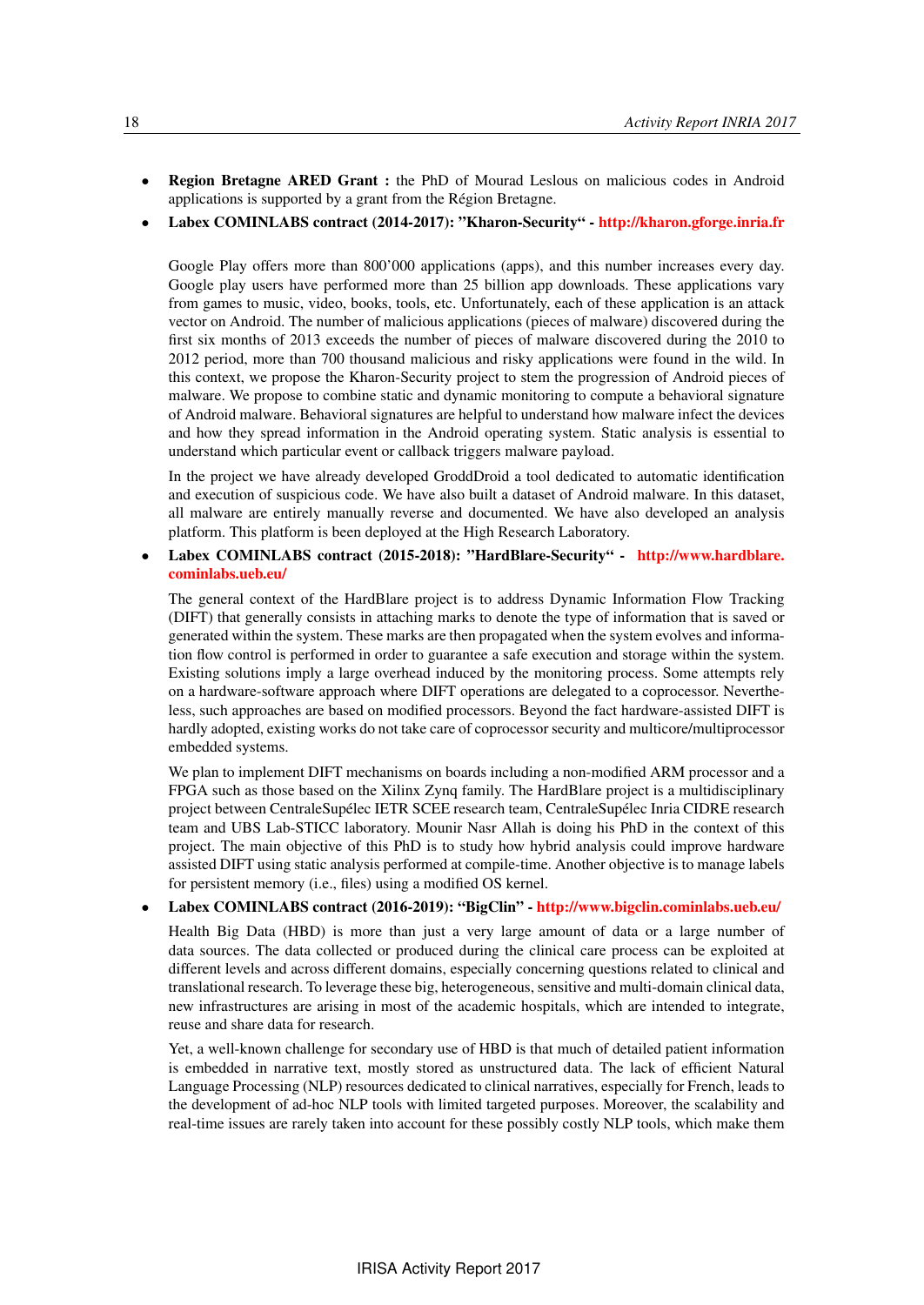- **Region Bretagne ARED Grant :** the PhD of Mourad Leslous on malicious codes in Android applications is supported by a grant from the Région Bretagne.
- **Labex COMINLABS contract (2014-2017): "Kharon-Security" - http://kharon.gforge.inria.fr**

  Google Play offers more than 800'000 applications (apps), and this number increases every day. Google play users have performed more than 25 billion app downloads. These applications vary from games to music, video, books, tools, etc. Unfortunately, each of these application is an attack vector on Android. The number of malicious applications (pieces of malware) discovered during the first six months of 2013 exceeds the number of pieces of malware discovered during the 2010 to 2012 period, more than 700 thousand malicious and risky applications were found in the wild. In this context, we propose the Kharon-Security project to stem the progression of Android pieces of malware. We propose to combine static and dynamic monitoring to compute a behavioral signature of Android malware. Behavioral signatures are helpful to understand how malware infect the devices and how they spread information in the Android operating system. Static analysis is essential to understand which particular event or callback triggers malware payload.

  In the project we have already developed GroddDroid a tool dedicated to automatic identification and execution of suspicious code. We have also built a dataset of Android malware. In this dataset, all malware are entirely manually reverse and documented. We have also developed an analysis platform. This platform is been deployed at the High Research Laboratory.
- **Labex COMINLABS contract (2015-2018): "HardBlare-Security" - http://www.hardblare.cominlabs.ueb.eu/**

  The general context of the HardBlare project is to address Dynamic Information Flow Tracking (DIFT) that generally consists in attaching marks to denote the type of information that is saved or generated within the system. These marks are then propagated when the system evolves and information flow control is performed in order to guarantee a safe execution and storage within the system. Existing solutions imply a large overhead induced by the monitoring process. Some attempts rely on a hardware-software approach where DIFT operations are delegated to a coprocessor. Nevertheless, such approaches are based on modified processors. Beyond the fact hardware-assisted DIFT is hardly adopted, existing works do not take care of coprocessor security and multicore/multiprocessor embedded systems.

  We plan to implement DIFT mechanisms on boards including a non-modified ARM processor and a FPGA such as those based on the Xilinx Zynq family. The HardBlare project is a multidisciplinary project between CentraleSupélec IETR SCEE research team, CentraleSupélec Inria CIDRE research team and UBS Lab-STICC laboratory. Mounir Nasr Allah is doing his PhD in the context of this project. The main objective of this PhD is to study how hybrid analysis could improve hardware assisted DIFT using static analysis performed at compile-time. Another objective is to manage labels for persistent memory (i.e., files) using a modified OS kernel.
- **Labex COMINLABS contract (2016-2019): "BigClin" - http://www.bigclin.cominlabs.ueb.eu/**

  Health Big Data (HBD) is more than just a very large amount of data or a large number of data sources. The data collected or produced during the clinical care process can be exploited at different levels and across different domains, especially concerning questions related to clinical and translational research. To leverage these big, heterogeneous, sensitive and multi-domain clinical data, new infrastructures are arising in most of the academic hospitals, which are intended to integrate, reuse and share data for research.

  Yet, a well-known challenge for secondary use of HBD is that much of detailed patient information is embedded in narrative text, mostly stored as unstructured data. The lack of efficient Natural Language Processing (NLP) resources dedicated to clinical narratives, especially for French, leads to the development of ad-hoc NLP tools with limited targeted purposes. Moreover, the scalability and real-time issues are rarely taken into account for these possibly costly NLP tools, which make them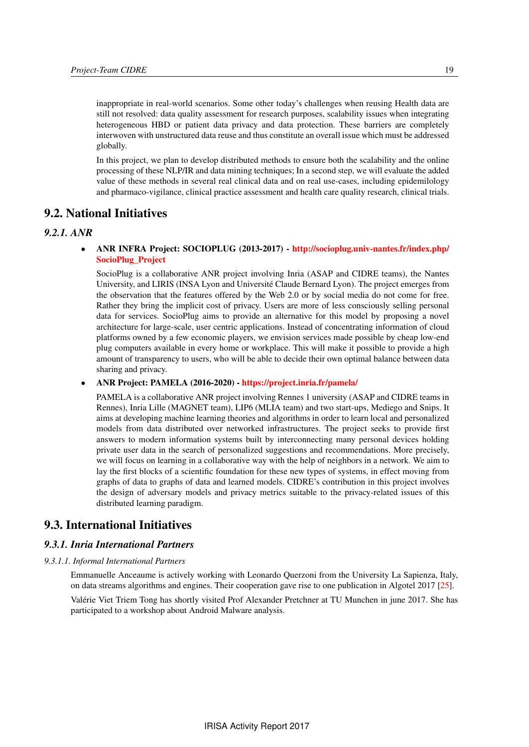inappropriate in real-world scenarios. Some other today's challenges when reusing Health data are still not resolved: data quality assessment for research purposes, scalability issues when integrating heterogeneous HBD or patient data privacy and data protection. These barriers are completely interwoven with unstructured data reuse and thus constitute an overall issue which must be addressed globally.

In this project, we plan to develop distributed methods to ensure both the scalability and the online processing of these NLP/IR and data mining techniques; In a second step, we will evaluate the added value of these methods in several real clinical data and on real use-cases, including epidemilology and pharmaco-vigilance, clinical practice assessment and health care quality research, clinical trials.

## 9.2. National Initiatives

### *9.2.1. ANR*

- **ANR INFRA Project: SOCIOPLUG (2013-2017) - http://socioplug.univ-nantes.fr/index.php/SocioPlug_Project**

  SocioPlug is a collaborative ANR project involving Inria (ASAP and CIDRE teams), the Nantes University, and LIRIS (INSA Lyon and Université Claude Bernard Lyon). The project emerges from the observation that the features offered by the Web 2.0 or by social media do not come for free. Rather they bring the implicit cost of privacy. Users are more of less consciously selling personal data for services. SocioPlug aims to provide an alternative for this model by proposing a novel architecture for large-scale, user centric applications. Instead of concentrating information of cloud platforms owned by a few economic players, we envision services made possible by cheap low-end plug computers available in every home or workplace. This will make it possible to provide a high amount of transparency to users, who will be able to decide their own optimal balance between data sharing and privacy.

- **ANR Project: PAMELA (2016-2020) - https://project.inria.fr/pamela/**

  PAMELA is a collaborative ANR project involving Rennes 1 university (ASAP and CIDRE teams in Rennes), Inria Lille (MAGNET team), LIP6 (MLIA team) and two start-ups, Mediego and Snips. It aims at developing machine learning theories and algorithms in order to learn local and personalized models from data distributed over networked infrastructures. The project seeks to provide first answers to modern information systems built by interconnecting many personal devices holding private user data in the search of personalized suggestions and recommendations. More precisely, we will focus on learning in a collaborative way with the help of neighbors in a network. We aim to lay the first blocks of a scientific foundation for these new types of systems, in effect moving from graphs of data to graphs of data and learned models. CIDRE's contribution in this project involves the design of adversary models and privacy metrics suitable to the privacy-related issues of this distributed learning paradigm.

## 9.3. International Initiatives

### *9.3.1. Inria International Partners*

#### *9.3.1.1. Informal International Partners*

Emmanuelle Anceaume is actively working with Leonardo Querzoni from the University La Sapienza, Italy, on data streams algorithms and engines. Their cooperation gave rise to one publication in Algotel 2017 [25].

Valérie Viet Triem Tong has shortly visited Prof Alexander Pretchner at TU Munchen in june 2017. She has participated to a workshop about Android Malware analysis.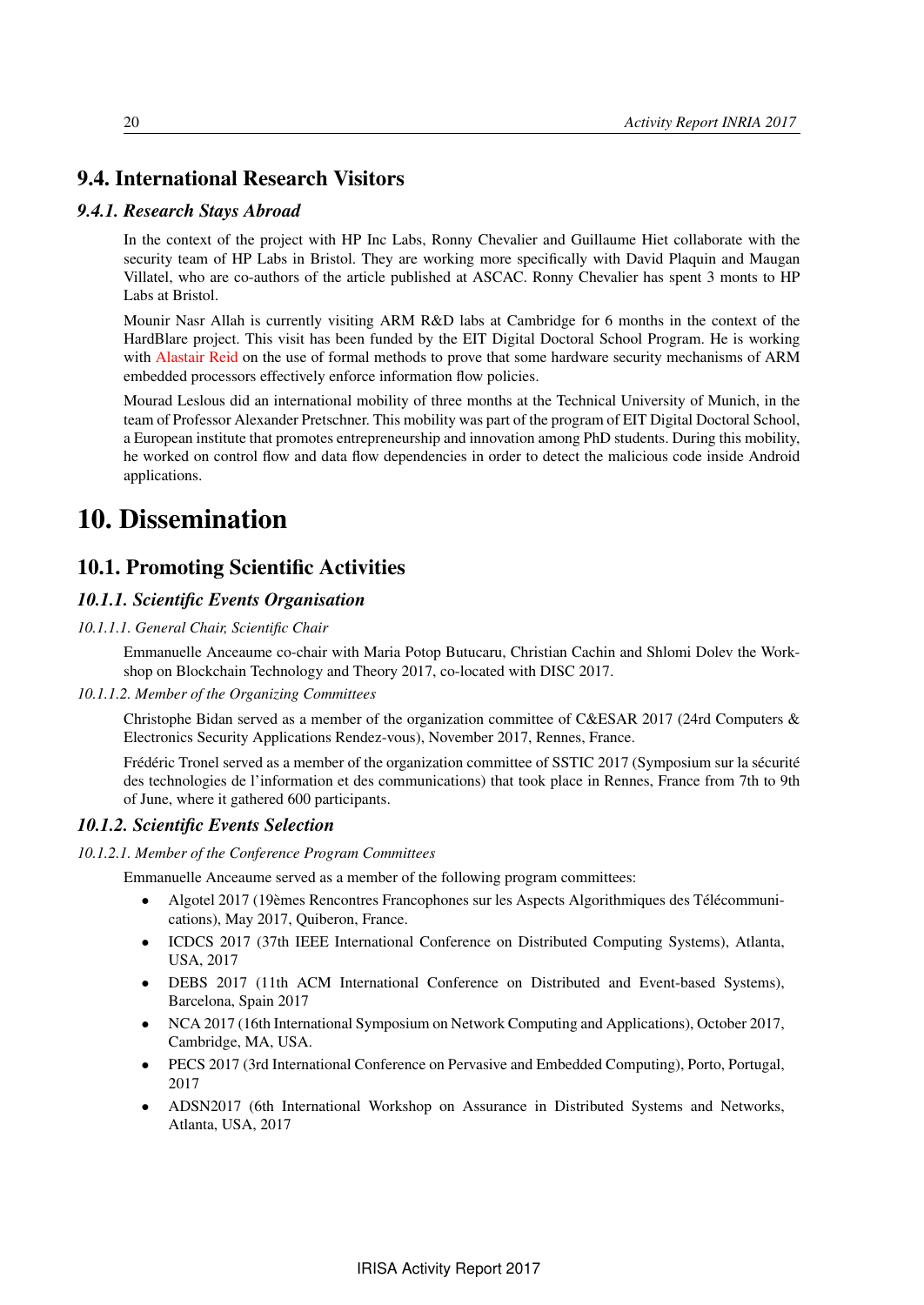## 9.4. International Research Visitors

### 9.4.1. Research Stays Abroad

In the context of the project with HP Inc Labs, Ronny Chevalier and Guillaume Hiet collaborate with the security team of HP Labs in Bristol. They are working more specifically with David Plaquin and Maugan Villatel, who are co-authors of the article published at ASCAC. Ronny Chevalier has spent 3 monts to HP Labs at Bristol.

Mounir Nasr Allah is currently visiting ARM R&D labs at Cambridge for 6 months in the context of the HardBlare project. This visit has been funded by the EIT Digital Doctoral School Program. He is working with Alastair Reid on the use of formal methods to prove that some hardware security mechanisms of ARM embedded processors effectively enforce information flow policies.

Mourad Leslous did an international mobility of three months at the Technical University of Munich, in the team of Professor Alexander Pretschner. This mobility was part of the program of EIT Digital Doctoral School, a European institute that promotes entrepreneurship and innovation among PhD students. During this mobility, he worked on control flow and data flow dependencies in order to detect the malicious code inside Android applications.

# 10. Dissemination

## 10.1. Promoting Scientific Activities

### 10.1.1. Scientific Events Organisation

#### 10.1.1.1. General Chair, Scientific Chair

Emmanuelle Anceaume co-chair with Maria Potop Butucaru, Christian Cachin and Shlomi Dolev the Workshop on Blockchain Technology and Theory 2017, co-located with DISC 2017.

#### 10.1.1.2. Member of the Organizing Committees

Christophe Bidan served as a member of the organization committee of C&ESAR 2017 (24rd Computers & Electronics Security Applications Rendez-vous), November 2017, Rennes, France.

Frédéric Tronel served as a member of the organization committee of SSTIC 2017 (Symposium sur la sécurité des technologies de l'information et des communications) that took place in Rennes, France from 7th to 9th of June, where it gathered 600 participants.

### 10.1.2. Scientific Events Selection

#### 10.1.2.1. Member of the Conference Program Committees

Emmanuelle Anceaume served as a member of the following program committees:

- Algotel 2017 (19èmes Rencontres Francophones sur les Aspects Algorithmiques des Télécommunications), May 2017, Quiberon, France.
- ICDCS 2017 (37th IEEE International Conference on Distributed Computing Systems), Atlanta, USA, 2017
- DEBS 2017 (11th ACM International Conference on Distributed and Event-based Systems), Barcelona, Spain 2017
- NCA 2017 (16th International Symposium on Network Computing and Applications), October 2017, Cambridge, MA, USA.
- PECS 2017 (3rd International Conference on Pervasive and Embedded Computing), Porto, Portugal, 2017
- ADSN2017 (6th International Workshop on Assurance in Distributed Systems and Networks, Atlanta, USA, 2017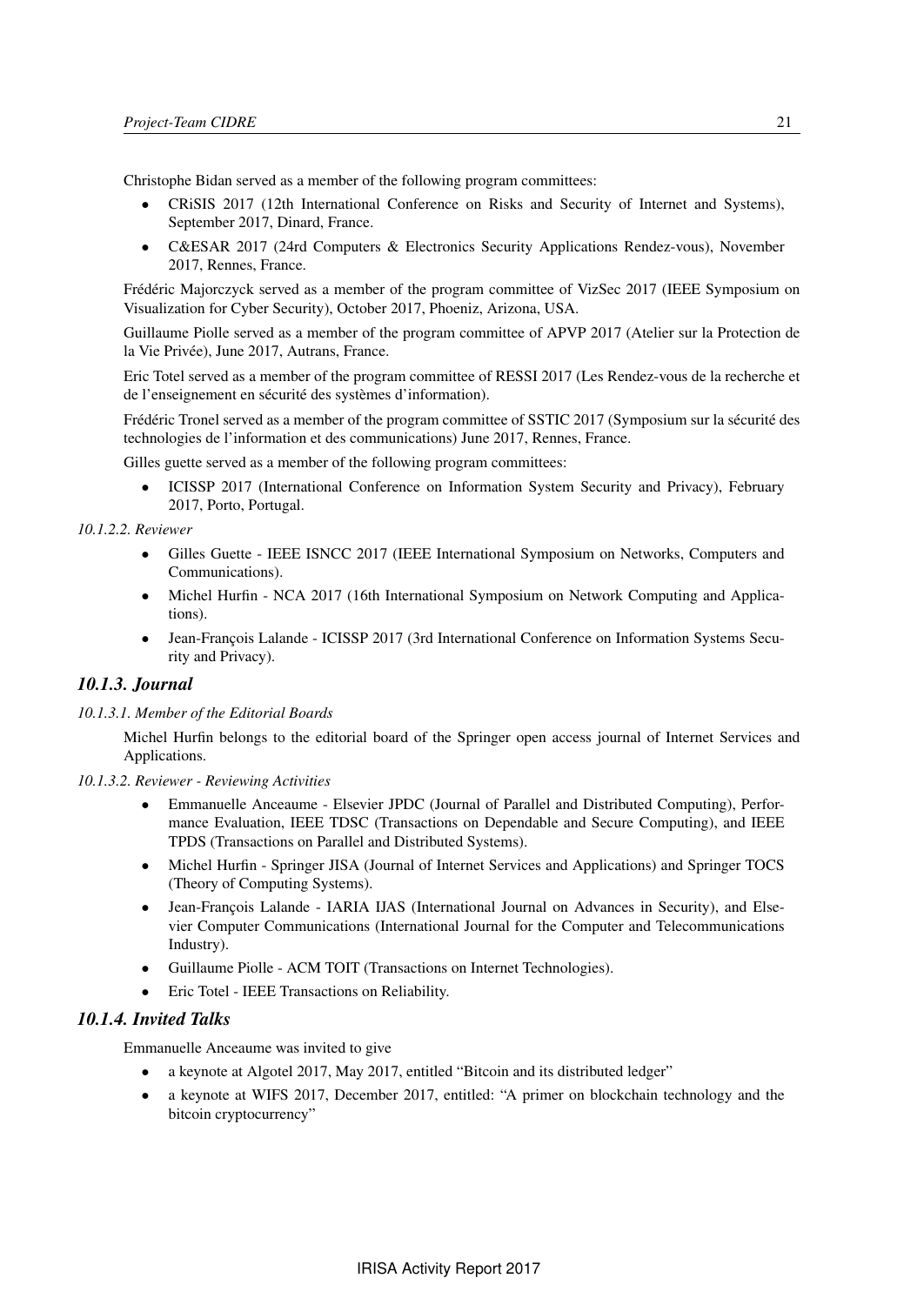Christophe Bidan served as a member of the following program committees:

- CRiSIS 2017 (12th International Conference on Risks and Security of Internet and Systems), September 2017, Dinard, France.
- C&ESAR 2017 (24rd Computers & Electronics Security Applications Rendez-vous), November 2017, Rennes, France.

Frédéric Majorczyck served as a member of the program committee of VizSec 2017 (IEEE Symposium on Visualization for Cyber Security), October 2017, Phoeniz, Arizona, USA.

Guillaume Piolle served as a member of the program committee of APVP 2017 (Atelier sur la Protection de la Vie Privée), June 2017, Autrans, France.

Eric Totel served as a member of the program committee of RESSI 2017 (Les Rendez-vous de la recherche et de l'enseignement en sécurité des systèmes d'information).

Frédéric Tronel served as a member of the program committee of SSTIC 2017 (Symposium sur la sécurité des technologies de l'information et des communications) June 2017, Rennes, France.

Gilles guette served as a member of the following program committees:

- ICISSP 2017 (International Conference on Information System Security and Privacy), February 2017, Porto, Portugal.

*10.1.2.2. Reviewer*

- Gilles Guette - IEEE ISNCC 2017 (IEEE International Symposium on Networks, Computers and Communications).
- Michel Hurfin - NCA 2017 (16th International Symposium on Network Computing and Applications).
- Jean-François Lalande - ICISSP 2017 (3rd International Conference on Information Systems Security and Privacy).

### *10.1.3. Journal*

*10.1.3.1. Member of the Editorial Boards*

Michel Hurfin belongs to the editorial board of the Springer open access journal of Internet Services and Applications.

*10.1.3.2. Reviewer - Reviewing Activities*

- Emmanuelle Anceaume - Elsevier JPDC (Journal of Parallel and Distributed Computing), Performance Evaluation, IEEE TDSC (Transactions on Dependable and Secure Computing), and IEEE TPDS (Transactions on Parallel and Distributed Systems).
- Michel Hurfin - Springer JISA (Journal of Internet Services and Applications) and Springer TOCS (Theory of Computing Systems).
- Jean-François Lalande - IARIA IJAS (International Journal on Advances in Security), and Elsevier Computer Communications (International Journal for the Computer and Telecommunications Industry).
- Guillaume Piolle - ACM TOIT (Transactions on Internet Technologies).
- Eric Totel - IEEE Transactions on Reliability.

### *10.1.4. Invited Talks*

Emmanuelle Anceaume was invited to give

- a keynote at Algotel 2017, May 2017, entitled "Bitcoin and its distributed ledger"
- a keynote at WIFS 2017, December 2017, entitled: "A primer on blockchain technology and the bitcoin cryptocurrency"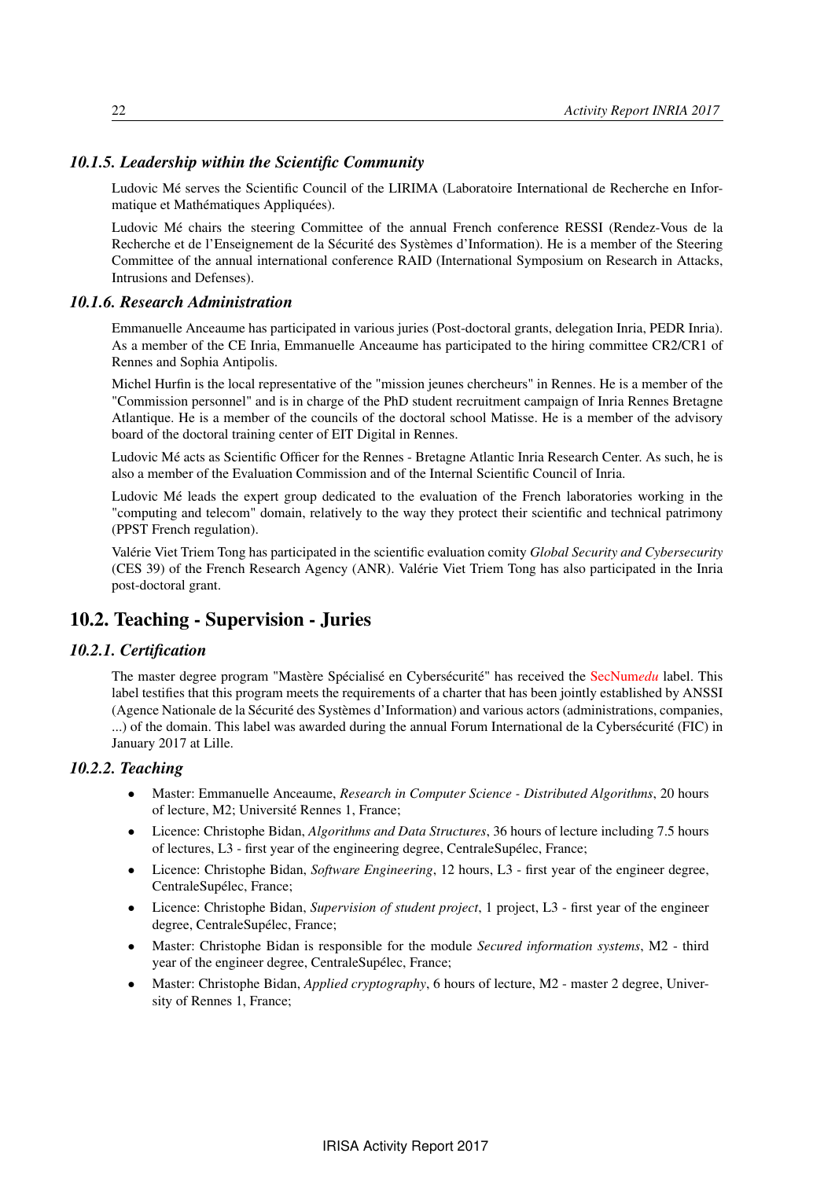### *10.1.5. Leadership within the Scientific Community*

Ludovic Mé serves the Scientific Council of the LIRIMA (Laboratoire International de Recherche en Informatique et Mathématiques Appliquées).

Ludovic Mé chairs the steering Committee of the annual French conference RESSI (Rendez-Vous de la Recherche et de l'Enseignement de la Sécurité des Systèmes d'Information). He is a member of the Steering Committee of the annual international conference RAID (International Symposium on Research in Attacks, Intrusions and Defenses).

### *10.1.6. Research Administration*

Emmanuelle Anceaume has participated in various juries (Post-doctoral grants, delegation Inria, PEDR Inria). As a member of the CE Inria, Emmanuelle Anceaume has participated to the hiring committee CR2/CR1 of Rennes and Sophia Antipolis.

Michel Hurfin is the local representative of the "mission jeunes chercheurs" in Rennes. He is a member of the "Commission personnel" and is in charge of the PhD student recruitment campaign of Inria Rennes Bretagne Atlantique. He is a member of the councils of the doctoral school Matisse. He is a member of the advisory board of the doctoral training center of EIT Digital in Rennes.

Ludovic Mé acts as Scientific Officer for the Rennes - Bretagne Atlantic Inria Research Center. As such, he is also a member of the Evaluation Commission and of the Internal Scientific Council of Inria.

Ludovic Mé leads the expert group dedicated to the evaluation of the French laboratories working in the "computing and telecom" domain, relatively to the way they protect their scientific and technical patrimony (PPST French regulation).

Valérie Viet Triem Tong has participated in the scientific evaluation comity *Global Security and Cybersecurity* (CES 39) of the French Research Agency (ANR). Valérie Viet Triem Tong has also participated in the Inria post-doctoral grant.

## 10.2. Teaching - Supervision - Juries

### *10.2.1. Certification*

The master degree program "Mastère Spécialisé en Cybersécurité" has received the SecNum*edu* label. This label testifies that this program meets the requirements of a charter that has been jointly established by ANSSI (Agence Nationale de la Sécurité des Systèmes d'Information) and various actors (administrations, companies, ...) of the domain. This label was awarded during the annual Forum International de la Cybersécurité (FIC) in January 2017 at Lille.

### *10.2.2. Teaching*

- Master: Emmanuelle Anceaume, *Research in Computer Science - Distributed Algorithms*, 20 hours of lecture, M2; Université Rennes 1, France;
- Licence: Christophe Bidan, *Algorithms and Data Structures*, 36 hours of lecture including 7.5 hours of lectures, L3 - first year of the engineering degree, CentraleSupélec, France;
- Licence: Christophe Bidan, *Software Engineering*, 12 hours, L3 - first year of the engineer degree, CentraleSupélec, France;
- Licence: Christophe Bidan, *Supervision of student project*, 1 project, L3 - first year of the engineer degree, CentraleSupélec, France;
- Master: Christophe Bidan is responsible for the module *Secured information systems*, M2 - third year of the engineer degree, CentraleSupélec, France;
- Master: Christophe Bidan, *Applied cryptography*, 6 hours of lecture, M2 - master 2 degree, University of Rennes 1, France;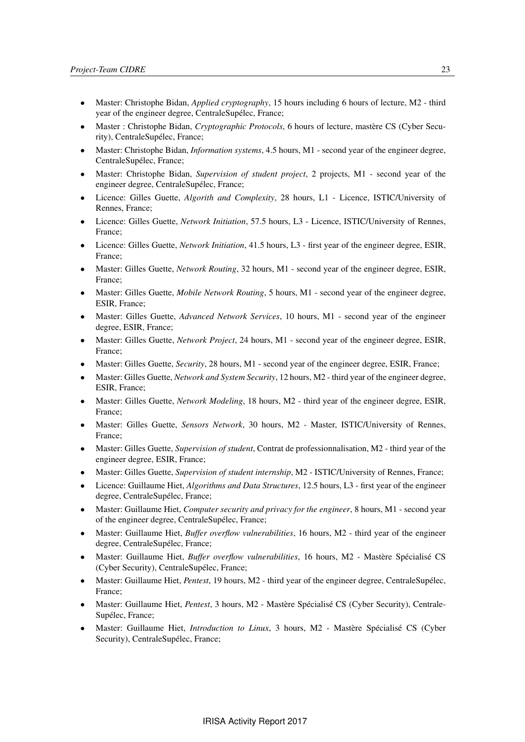- Master: Christophe Bidan, *Applied cryptography*, 15 hours including 6 hours of lecture, M2 - third year of the engineer degree, CentraleSupélec, France;
- Master : Christophe Bidan, *Cryptographic Protocols*, 6 hours of lecture, mastère CS (Cyber Security), CentraleSupélec, France;
- Master: Christophe Bidan, *Information systems*, 4.5 hours, M1 - second year of the engineer degree, CentraleSupélec, France;
- Master: Christophe Bidan, *Supervision of student project*, 2 projects, M1 - second year of the engineer degree, CentraleSupélec, France;
- Licence: Gilles Guette, *Algorith and Complexity*, 28 hours, L1 - Licence, ISTIC/University of Rennes, France;
- Licence: Gilles Guette, *Network Initiation*, 57.5 hours, L3 - Licence, ISTIC/University of Rennes, France;
- Licence: Gilles Guette, *Network Initiation*, 41.5 hours, L3 - first year of the engineer degree, ESIR, France;
- Master: Gilles Guette, *Network Routing*, 32 hours, M1 - second year of the engineer degree, ESIR, France;
- Master: Gilles Guette, *Mobile Network Routing*, 5 hours, M1 - second year of the engineer degree, ESIR, France;
- Master: Gilles Guette, *Advanced Network Services*, 10 hours, M1 - second year of the engineer degree, ESIR, France;
- Master: Gilles Guette, *Network Project*, 24 hours, M1 - second year of the engineer degree, ESIR, France;
- Master: Gilles Guette, *Security*, 28 hours, M1 - second year of the engineer degree, ESIR, France;
- Master: Gilles Guette, *Network and System Security*, 12 hours, M2 - third year of the engineer degree, ESIR, France;
- Master: Gilles Guette, *Network Modeling*, 18 hours, M2 - third year of the engineer degree, ESIR, France;
- Master: Gilles Guette, *Sensors Network*, 30 hours, M2 - Master, ISTIC/University of Rennes, France;
- Master: Gilles Guette, *Supervision of student*, Contrat de professionnalisation, M2 - third year of the engineer degree, ESIR, France;
- Master: Gilles Guette, *Supervision of student internship*, M2 - ISTIC/University of Rennes, France;
- Licence: Guillaume Hiet, *Algorithms and Data Structures*, 12.5 hours, L3 - first year of the engineer degree, CentraleSupélec, France;
- Master: Guillaume Hiet, *Computer security and privacy for the engineer*, 8 hours, M1 - second year of the engineer degree, CentraleSupélec, France;
- Master: Guillaume Hiet, *Buffer overflow vulnerabilities*, 16 hours, M2 - third year of the engineer degree, CentraleSupélec, France;
- Master: Guillaume Hiet, *Buffer overflow vulnerabilities*, 16 hours, M2 - Mastère Spécialisé CS (Cyber Security), CentraleSupélec, France;
- Master: Guillaume Hiet, *Pentest*, 19 hours, M2 - third year of the engineer degree, CentraleSupélec, France;
- Master: Guillaume Hiet, *Pentest*, 3 hours, M2 - Mastère Spécialisé CS (Cyber Security), CentraleSupélec, France;
- Master: Guillaume Hiet, *Introduction to Linux*, 3 hours, M2 - Mastère Spécialisé CS (Cyber Security), CentraleSupélec, France;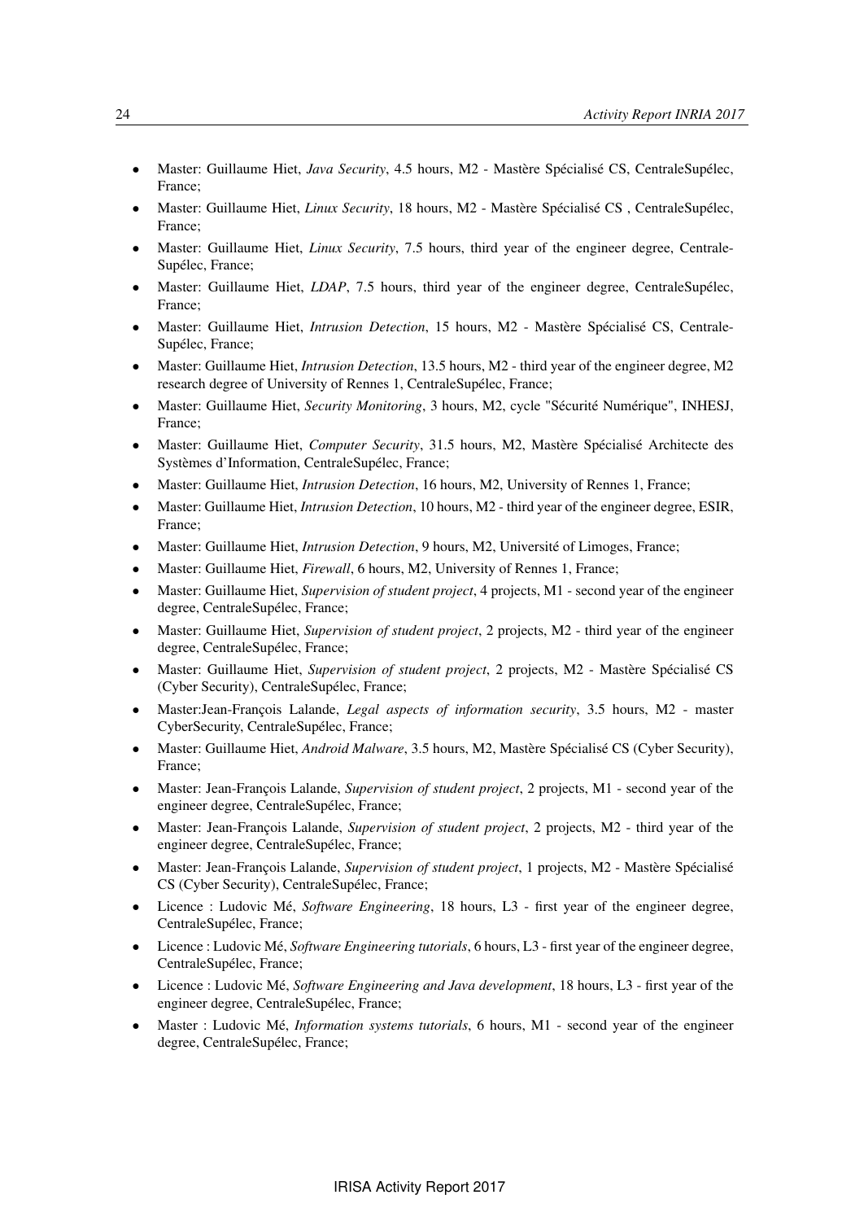- Master: Guillaume Hiet, *Java Security*, 4.5 hours, M2 - Mastère Spécialisé CS, CentraleSupélec, France;
- Master: Guillaume Hiet, *Linux Security*, 18 hours, M2 - Mastère Spécialisé CS , CentraleSupélec, France;
- Master: Guillaume Hiet, *Linux Security*, 7.5 hours, third year of the engineer degree, CentraleSupélec, France;
- Master: Guillaume Hiet, *LDAP*, 7.5 hours, third year of the engineer degree, CentraleSupélec, France;
- Master: Guillaume Hiet, *Intrusion Detection*, 15 hours, M2 - Mastère Spécialisé CS, CentraleSupélec, France;
- Master: Guillaume Hiet, *Intrusion Detection*, 13.5 hours, M2 - third year of the engineer degree, M2 research degree of University of Rennes 1, CentraleSupélec, France;
- Master: Guillaume Hiet, *Security Monitoring*, 3 hours, M2, cycle "Sécurité Numérique", INHESJ, France;
- Master: Guillaume Hiet, *Computer Security*, 31.5 hours, M2, Mastère Spécialisé Architecte des Systèmes d'Information, CentraleSupélec, France;
- Master: Guillaume Hiet, *Intrusion Detection*, 16 hours, M2, University of Rennes 1, France;
- Master: Guillaume Hiet, *Intrusion Detection*, 10 hours, M2 - third year of the engineer degree, ESIR, France;
- Master: Guillaume Hiet, *Intrusion Detection*, 9 hours, M2, Université of Limoges, France;
- Master: Guillaume Hiet, *Firewall*, 6 hours, M2, University of Rennes 1, France;
- Master: Guillaume Hiet, *Supervision of student project*, 4 projects, M1 - second year of the engineer degree, CentraleSupélec, France;
- Master: Guillaume Hiet, *Supervision of student project*, 2 projects, M2 - third year of the engineer degree, CentraleSupélec, France;
- Master: Guillaume Hiet, *Supervision of student project*, 2 projects, M2 - Mastère Spécialisé CS (Cyber Security), CentraleSupélec, France;
- Master:Jean-François Lalande, *Legal aspects of information security*, 3.5 hours, M2 - master CyberSecurity, CentraleSupélec, France;
- Master: Guillaume Hiet, *Android Malware*, 3.5 hours, M2, Mastère Spécialisé CS (Cyber Security), France;
- Master: Jean-François Lalande, *Supervision of student project*, 2 projects, M1 - second year of the engineer degree, CentraleSupélec, France;
- Master: Jean-François Lalande, *Supervision of student project*, 2 projects, M2 - third year of the engineer degree, CentraleSupélec, France;
- Master: Jean-François Lalande, *Supervision of student project*, 1 projects, M2 - Mastère Spécialisé CS (Cyber Security), CentraleSupélec, France;
- Licence : Ludovic Mé, *Software Engineering*, 18 hours, L3 - first year of the engineer degree, CentraleSupélec, France;
- Licence : Ludovic Mé, *Software Engineering tutorials*, 6 hours, L3 - first year of the engineer degree, CentraleSupélec, France;
- Licence : Ludovic Mé, *Software Engineering and Java development*, 18 hours, L3 - first year of the engineer degree, CentraleSupélec, France;
- Master : Ludovic Mé, *Information systems tutorials*, 6 hours, M1 - second year of the engineer degree, CentraleSupélec, France;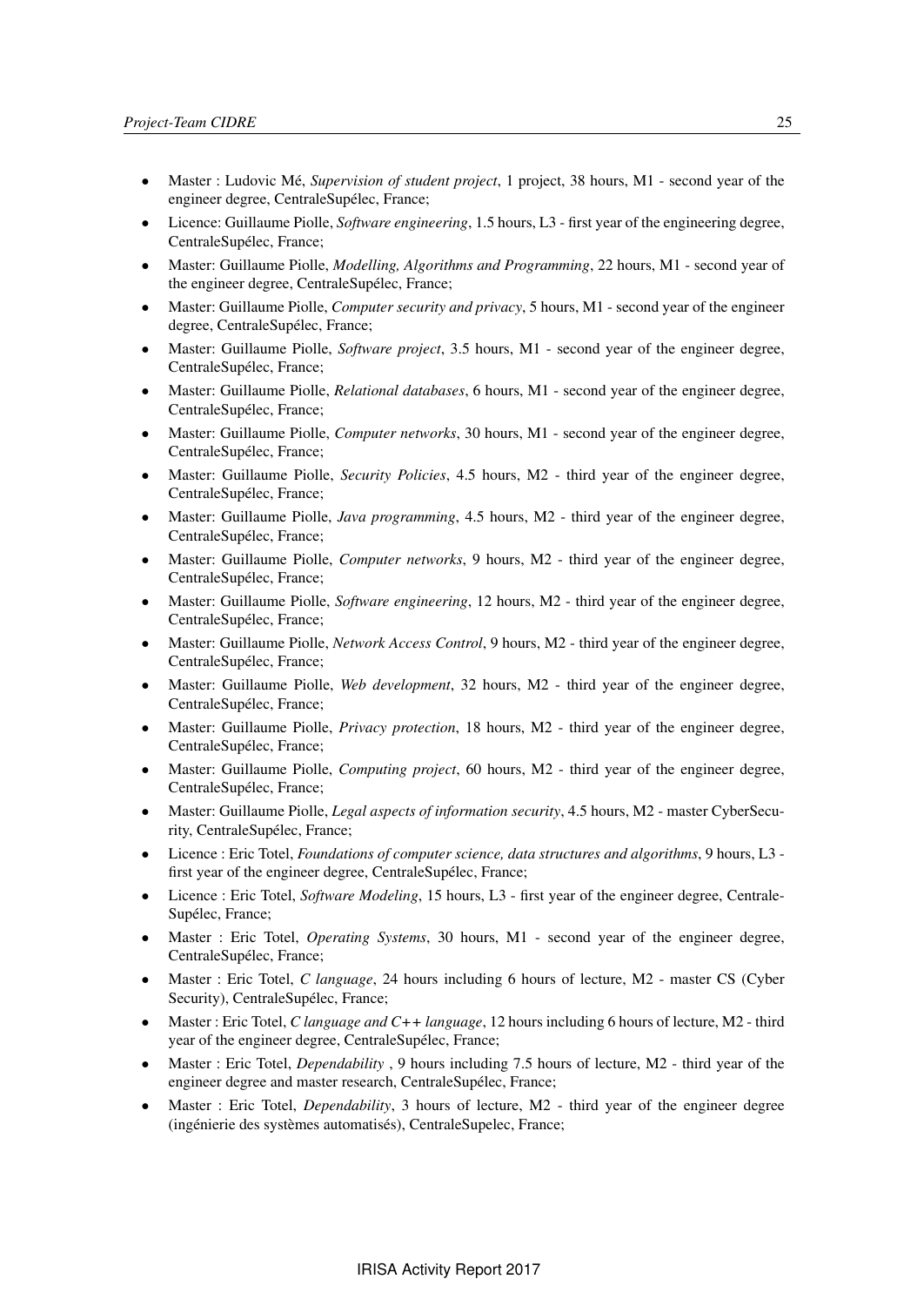- Master : Ludovic Mé, *Supervision of student project*, 1 project, 38 hours, M1 - second year of the engineer degree, CentraleSupélec, France;
- Licence: Guillaume Piolle, *Software engineering*, 1.5 hours, L3 - first year of the engineering degree, CentraleSupélec, France;
- Master: Guillaume Piolle, *Modelling, Algorithms and Programming*, 22 hours, M1 - second year of the engineer degree, CentraleSupélec, France;
- Master: Guillaume Piolle, *Computer security and privacy*, 5 hours, M1 - second year of the engineer degree, CentraleSupélec, France;
- Master: Guillaume Piolle, *Software project*, 3.5 hours, M1 - second year of the engineer degree, CentraleSupélec, France;
- Master: Guillaume Piolle, *Relational databases*, 6 hours, M1 - second year of the engineer degree, CentraleSupélec, France;
- Master: Guillaume Piolle, *Computer networks*, 30 hours, M1 - second year of the engineer degree, CentraleSupélec, France;
- Master: Guillaume Piolle, *Security Policies*, 4.5 hours, M2 - third year of the engineer degree, CentraleSupélec, France;
- Master: Guillaume Piolle, *Java programming*, 4.5 hours, M2 - third year of the engineer degree, CentraleSupélec, France;
- Master: Guillaume Piolle, *Computer networks*, 9 hours, M2 - third year of the engineer degree, CentraleSupélec, France;
- Master: Guillaume Piolle, *Software engineering*, 12 hours, M2 - third year of the engineer degree, CentraleSupélec, France;
- Master: Guillaume Piolle, *Network Access Control*, 9 hours, M2 - third year of the engineer degree, CentraleSupélec, France;
- Master: Guillaume Piolle, *Web development*, 32 hours, M2 - third year of the engineer degree, CentraleSupélec, France;
- Master: Guillaume Piolle, *Privacy protection*, 18 hours, M2 - third year of the engineer degree, CentraleSupélec, France;
- Master: Guillaume Piolle, *Computing project*, 60 hours, M2 - third year of the engineer degree, CentraleSupélec, France;
- Master: Guillaume Piolle, *Legal aspects of information security*, 4.5 hours, M2 - master CyberSecurity, CentraleSupélec, France;
- Licence : Eric Totel, *Foundations of computer science, data structures and algorithms*, 9 hours, L3 - first year of the engineer degree, CentraleSupélec, France;
- Licence : Eric Totel, *Software Modeling*, 15 hours, L3 - first year of the engineer degree, CentraleSupélec, France;
- Master : Eric Totel, *Operating Systems*, 30 hours, M1 - second year of the engineer degree, CentraleSupélec, France;
- Master : Eric Totel, *C language*, 24 hours including 6 hours of lecture, M2 - master CS (Cyber Security), CentraleSupélec, France;
- Master : Eric Totel, *C language and C++ language*, 12 hours including 6 hours of lecture, M2 - third year of the engineer degree, CentraleSupélec, France;
- Master : Eric Totel, *Dependability* , 9 hours including 7.5 hours of lecture, M2 - third year of the engineer degree and master research, CentraleSupélec, France;
- Master : Eric Totel, *Dependability*, 3 hours of lecture, M2 - third year of the engineer degree (ingénierie des systèmes automatisés), CentraleSupelec, France;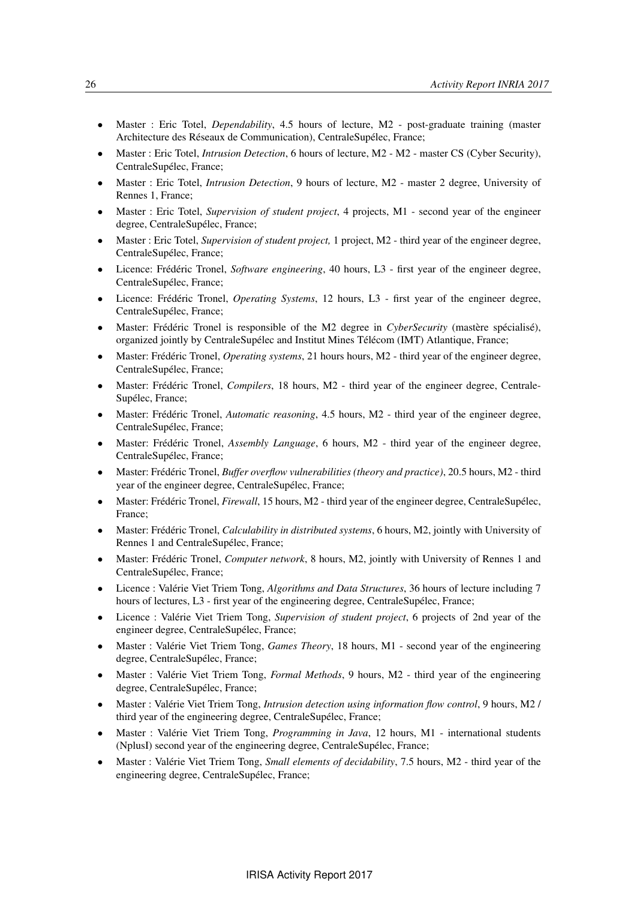- Master : Eric Totel, *Dependability*, 4.5 hours of lecture, M2 - post-graduate training (master Architecture des Réseaux de Communication), CentraleSupélec, France;
- Master : Eric Totel, *Intrusion Detection*, 6 hours of lecture, M2 - M2 - master CS (Cyber Security), CentraleSupélec, France;
- Master : Eric Totel, *Intrusion Detection*, 9 hours of lecture, M2 - master 2 degree, University of Rennes 1, France;
- Master : Eric Totel, *Supervision of student project*, 4 projects, M1 - second year of the engineer degree, CentraleSupélec, France;
- Master : Eric Totel, *Supervision of student project,* 1 project, M2 - third year of the engineer degree, CentraleSupélec, France;
- Licence: Frédéric Tronel, *Software engineering*, 40 hours, L3 - first year of the engineer degree, CentraleSupélec, France;
- Licence: Frédéric Tronel, *Operating Systems*, 12 hours, L3 - first year of the engineer degree, CentraleSupélec, France;
- Master: Frédéric Tronel is responsible of the M2 degree in *CyberSecurity* (mastère spécialisé), organized jointly by CentraleSupélec and Institut Mines Télécom (IMT) Atlantique, France;
- Master: Frédéric Tronel, *Operating systems*, 21 hours hours, M2 - third year of the engineer degree, CentraleSupélec, France;
- Master: Frédéric Tronel, *Compilers*, 18 hours, M2 - third year of the engineer degree, CentraleSupélec, France;
- Master: Frédéric Tronel, *Automatic reasoning*, 4.5 hours, M2 - third year of the engineer degree, CentraleSupélec, France;
- Master: Frédéric Tronel, *Assembly Language*, 6 hours, M2 - third year of the engineer degree, CentraleSupélec, France;
- Master: Frédéric Tronel, *Buffer overflow vulnerabilities (theory and practice)*, 20.5 hours, M2 - third year of the engineer degree, CentraleSupélec, France;
- Master: Frédéric Tronel, *Firewall*, 15 hours, M2 - third year of the engineer degree, CentraleSupélec, France;
- Master: Frédéric Tronel, *Calculability in distributed systems*, 6 hours, M2, jointly with University of Rennes 1 and CentraleSupélec, France;
- Master: Frédéric Tronel, *Computer network*, 8 hours, M2, jointly with University of Rennes 1 and CentraleSupélec, France;
- Licence : Valérie Viet Triem Tong, *Algorithms and Data Structures*, 36 hours of lecture including 7 hours of lectures, L3 - first year of the engineering degree, CentraleSupélec, France;
- Licence : Valérie Viet Triem Tong, *Supervision of student project*, 6 projects of 2nd year of the engineer degree, CentraleSupélec, France;
- Master : Valérie Viet Triem Tong, *Games Theory*, 18 hours, M1 - second year of the engineering degree, CentraleSupélec, France;
- Master : Valérie Viet Triem Tong, *Formal Methods*, 9 hours, M2 - third year of the engineering degree, CentraleSupélec, France;
- Master : Valérie Viet Triem Tong, *Intrusion detection using information flow control*, 9 hours, M2 / third year of the engineering degree, CentraleSupélec, France;
- Master : Valérie Viet Triem Tong, *Programming in Java*, 12 hours, M1 - international students (NplusI) second year of the engineering degree, CentraleSupélec, France;
- Master : Valérie Viet Triem Tong, *Small elements of decidability*, 7.5 hours, M2 - third year of the engineering degree, CentraleSupélec, France;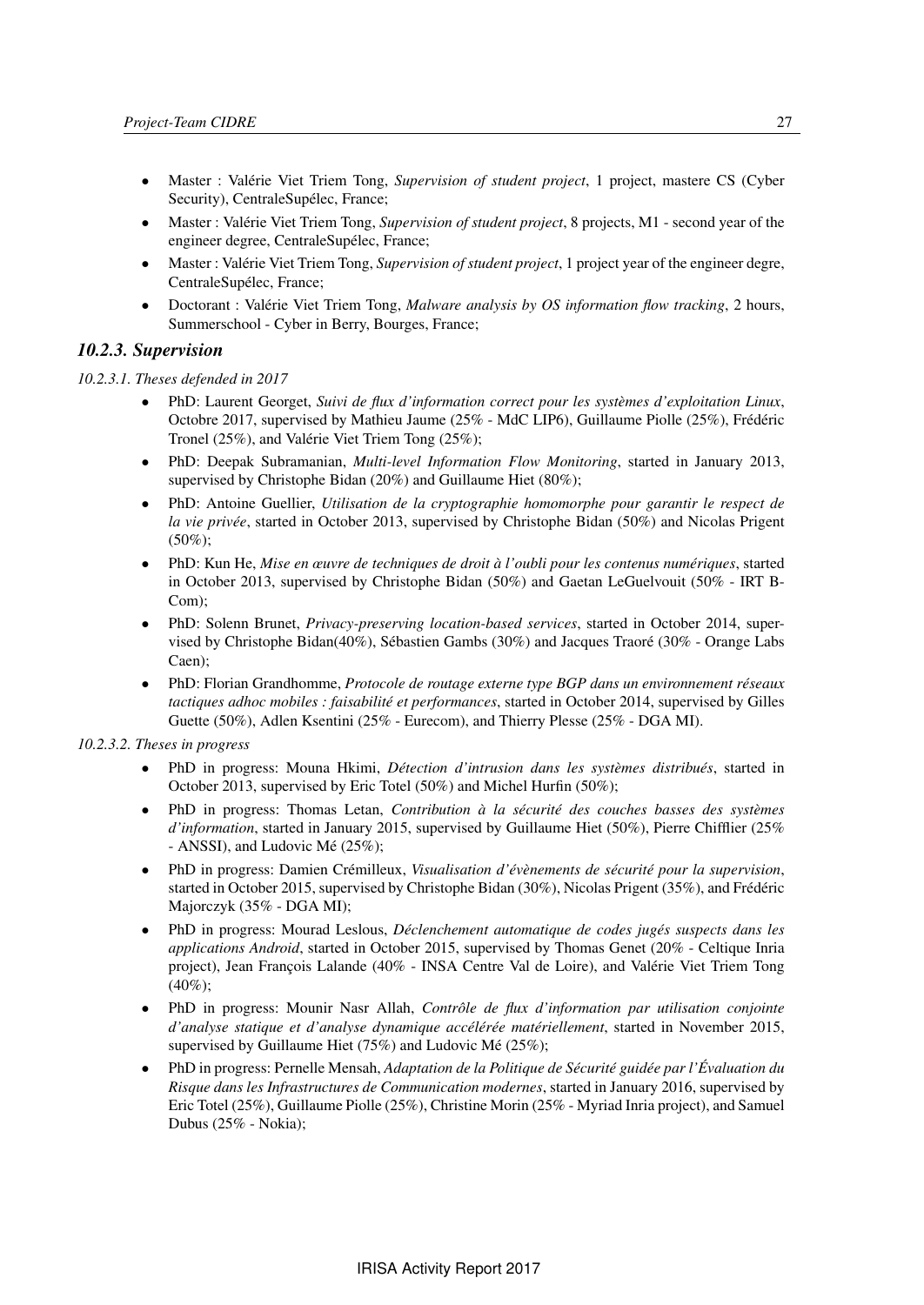- Master : Valérie Viet Triem Tong, *Supervision of student project*, 1 project, mastere CS (Cyber Security), CentraleSupélec, France;
- Master : Valérie Viet Triem Tong, *Supervision of student project*, 8 projects, M1 - second year of the engineer degree, CentraleSupélec, France;
- Master : Valérie Viet Triem Tong, *Supervision of student project*, 1 project year of the engineer degre, CentraleSupélec, France;
- Doctorant : Valérie Viet Triem Tong, *Malware analysis by OS information flow tracking*, 2 hours, Summerschool - Cyber in Berry, Bourges, France;

### *10.2.3. Supervision*

*10.2.3.1. Theses defended in 2017*

- PhD: Laurent Georget, *Suivi de flux d'information correct pour les systèmes d'exploitation Linux*, Octobre 2017, supervised by Mathieu Jaume (25% - MdC LIP6), Guillaume Piolle (25%), Frédéric Tronel (25%), and Valérie Viet Triem Tong (25%);
- PhD: Deepak Subramanian, *Multi-level Information Flow Monitoring*, started in January 2013, supervised by Christophe Bidan (20%) and Guillaume Hiet (80%);
- PhD: Antoine Guellier, *Utilisation de la cryptographie homomorphe pour garantir le respect de la vie privée*, started in October 2013, supervised by Christophe Bidan (50%) and Nicolas Prigent (50%);
- PhD: Kun He, *Mise en œuvre de techniques de droit à l'oubli pour les contenus numériques*, started in October 2013, supervised by Christophe Bidan (50%) and Gaetan LeGuelvouit (50% - IRT B-Com);
- PhD: Solenn Brunet, *Privacy-preserving location-based services*, started in October 2014, supervised by Christophe Bidan(40%), Sébastien Gambs (30%) and Jacques Traoré (30% - Orange Labs Caen);
- PhD: Florian Grandhomme, *Protocole de routage externe type BGP dans un environnement réseaux tactiques adhoc mobiles : faisabilité et performances*, started in October 2014, supervised by Gilles Guette (50%), Adlen Ksentini (25% - Eurecom), and Thierry Plesse (25% - DGA MI).

*10.2.3.2. Theses in progress*

- PhD in progress: Mouna Hkimi, *Détection d'intrusion dans les systèmes distribués*, started in October 2013, supervised by Eric Totel (50%) and Michel Hurfin (50%);
- PhD in progress: Thomas Letan, *Contribution à la sécurité des couches basses des systèmes d'information*, started in January 2015, supervised by Guillaume Hiet (50%), Pierre Chifflier (25% - ANSSI), and Ludovic Mé (25%);
- PhD in progress: Damien Crémilleux, *Visualisation d'évènements de sécurité pour la supervision*, started in October 2015, supervised by Christophe Bidan (30%), Nicolas Prigent (35%), and Frédéric Majorczyk (35% - DGA MI);
- PhD in progress: Mourad Leslous, *Déclenchement automatique de codes jugés suspects dans les applications Android*, started in October 2015, supervised by Thomas Genet (20% - Celtique Inria project), Jean François Lalande (40% - INSA Centre Val de Loire), and Valérie Viet Triem Tong (40%);
- PhD in progress: Mounir Nasr Allah, *Contrôle de flux d'information par utilisation conjointe d'analyse statique et d'analyse dynamique accélérée matériellement*, started in November 2015, supervised by Guillaume Hiet (75%) and Ludovic Mé (25%);
- PhD in progress: Pernelle Mensah, *Adaptation de la Politique de Sécurité guidée par l'Évaluation du Risque dans les Infrastructures de Communication modernes*, started in January 2016, supervised by Eric Totel (25%), Guillaume Piolle (25%), Christine Morin (25% - Myriad Inria project), and Samuel Dubus (25% - Nokia);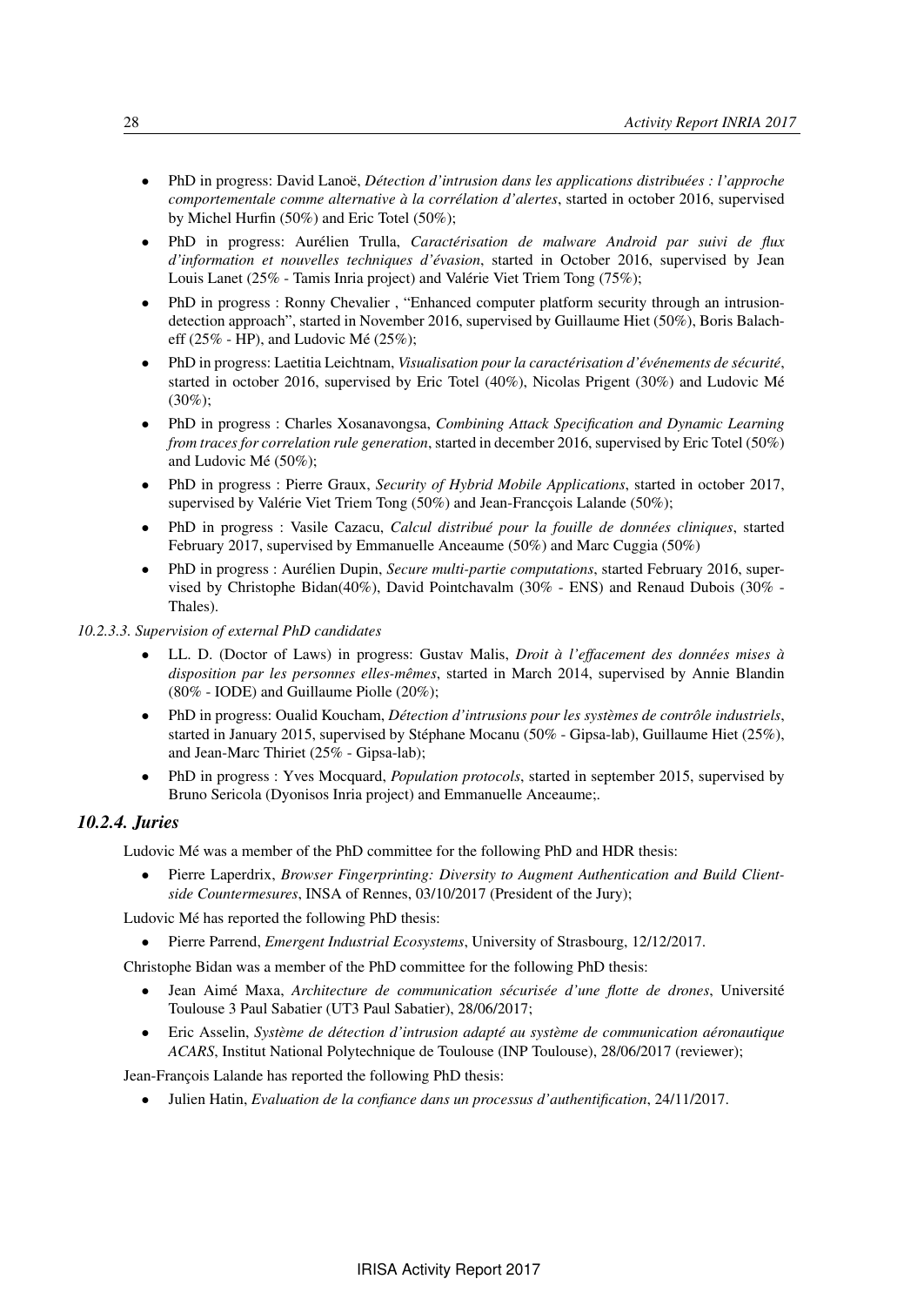- PhD in progress: David Lanoë, *Détection d'intrusion dans les applications distribuées : l'approche comportementale comme alternative à la corrélation d'alertes*, started in october 2016, supervised by Michel Hurfin (50%) and Eric Totel (50%);
- PhD in progress: Aurélien Trulla, *Caractérisation de malware Android par suivi de flux d'information et nouvelles techniques d'évasion*, started in October 2016, supervised by Jean Louis Lanet (25% - Tamis Inria project) and Valérie Viet Triem Tong (75%);
- PhD in progress : Ronny Chevalier , "Enhanced computer platform security through an intrusion-detection approach", started in November 2016, supervised by Guillaume Hiet (50%), Boris Balacheff (25% - HP), and Ludovic Mé (25%);
- PhD in progress: Laetitia Leichtnam, *Visualisation pour la caractérisation d'événements de sécurité*, started in october 2016, supervised by Eric Totel (40%), Nicolas Prigent (30%) and Ludovic Mé (30%);
- PhD in progress : Charles Xosanavongsa, *Combining Attack Specification and Dynamic Learning from traces for correlation rule generation*, started in december 2016, supervised by Eric Totel (50%) and Ludovic Mé (50%);
- PhD in progress : Pierre Graux, *Security of Hybrid Mobile Applications*, started in october 2017, supervised by Valérie Viet Triem Tong (50%) and Jean-Francçois Lalande (50%);
- PhD in progress : Vasile Cazacu, *Calcul distribué pour la fouille de données cliniques*, started February 2017, supervised by Emmanuelle Anceaume (50%) and Marc Cuggia (50%)
- PhD in progress : Aurélien Dupin, *Secure multi-partie computations*, started February 2016, supervised by Christophe Bidan(40%), David Pointchavalm (30% - ENS) and Renaud Dubois (30% - Thales).

*10.2.3.3. Supervision of external PhD candidates*

- LL. D. (Doctor of Laws) in progress: Gustav Malis, *Droit à l'effacement des données mises à disposition par les personnes elles-mêmes*, started in March 2014, supervised by Annie Blandin (80% - IODE) and Guillaume Piolle (20%);
- PhD in progress: Oualid Koucham, *Détection d'intrusions pour les systèmes de contrôle industriels*, started in January 2015, supervised by Stéphane Mocanu (50% - Gipsa-lab), Guillaume Hiet (25%), and Jean-Marc Thiriet (25% - Gipsa-lab);
- PhD in progress : Yves Mocquard, *Population protocols*, started in september 2015, supervised by Bruno Sericola (Dyonisos Inria project) and Emmanuelle Anceaume;.

### *10.2.4. Juries*

Ludovic Mé was a member of the PhD committee for the following PhD and HDR thesis:

- Pierre Laperdrix, *Browser Fingerprinting: Diversity to Augment Authentication and Build Client-side Countermesures*, INSA of Rennes, 03/10/2017 (President of the Jury);

Ludovic Mé has reported the following PhD thesis:

- Pierre Parrend, *Emergent Industrial Ecosystems*, University of Strasbourg, 12/12/2017.

Christophe Bidan was a member of the PhD committee for the following PhD thesis:

- Jean Aimé Maxa, *Architecture de communication sécurisée d'une flotte de drones*, Université Toulouse 3 Paul Sabatier (UT3 Paul Sabatier), 28/06/2017;
- Eric Asselin, *Système de détection d'intrusion adapté au système de communication aéronautique ACARS*, Institut National Polytechnique de Toulouse (INP Toulouse), 28/06/2017 (reviewer);

Jean-François Lalande has reported the following PhD thesis:

- Julien Hatin, *Evaluation de la confiance dans un processus d'authentification*, 24/11/2017.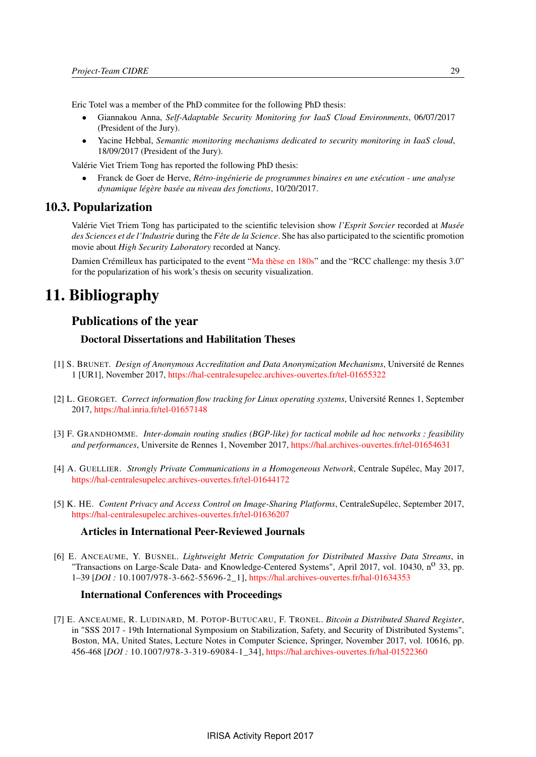Eric Totel was a member of the PhD commitee for the following PhD thesis:

- Giannakou Anna, *Self-Adaptable Security Monitoring for IaaS Cloud Environments*, 06/07/2017 (President of the Jury).
- Yacine Hebbal, *Semantic monitoring mechanisms dedicated to security monitoring in IaaS cloud*, 18/09/2017 (President of the Jury).

Valérie Viet Triem Tong has reported the following PhD thesis:

- Franck de Goer de Herve, *Rétro-ingénierie de programmes binaires en une exécution - une analyse dynamique légère basée au niveau des fonctions*, 10/20/2017.

## 10.3. Popularization

Valérie Viet Triem Tong has participated to the scientific television show *l'Esprit Sorcier* recorded at *Musée des Sciences et de l'Industrie* during the *Fête de la Science*. She has also participated to the scientific promotion movie about *High Security Laboratory* recorded at Nancy.

Damien Crémilleux has participated to the event "Ma thèse en 180s" and the "RCC challenge: my thesis 3.0" for the popularization of his work's thesis on security visualization.

# 11. Bibliography

## Publications of the year

### Doctoral Dissertations and Habilitation Theses

[1] S. Brunet. *Design of Anonymous Accreditation and Data Anonymization Mechanisms*, Université de Rennes 1 [UR1], November 2017, https://hal-centralesupelec.archives-ouvertes.fr/tel-01655322

[2] L. Georget. *Correct information flow tracking for Linux operating systems*, Université Rennes 1, September 2017, https://hal.inria.fr/tel-01657148

[3] F. Grandhomme. *Inter-domain routing studies (BGP-like) for tactical mobile ad hoc networks : feasibility and performances*, Universite de Rennes 1, November 2017, https://hal.archives-ouvertes.fr/tel-01654631

[4] A. Guellier. *Strongly Private Communications in a Homogeneous Network*, Centrale Supélec, May 2017, https://hal-centralesupelec.archives-ouvertes.fr/tel-01644172

[5] K. He. *Content Privacy and Access Control on Image-Sharing Platforms*, CentraleSupélec, September 2017, https://hal-centralesupelec.archives-ouvertes.fr/tel-01636207

### Articles in International Peer-Reviewed Journals

[6] E. Anceaume, Y. Busnel. *Lightweight Metric Computation for Distributed Massive Data Streams*, in "Transactions on Large-Scale Data- and Knowledge-Centered Systems", April 2017, vol. 10430, n$^{o}$ 33, pp. 1–39 [*DOI :* 10.1007/978-3-662-55696-2_1], https://hal.archives-ouvertes.fr/hal-01634353

### International Conferences with Proceedings

[7] E. Anceaume, R. Ludinard, M. Potop-Butucaru, F. Tronel. *Bitcoin a Distributed Shared Register*, in "SSS 2017 - 19th International Symposium on Stabilization, Safety, and Security of Distributed Systems", Boston, MA, United States, Lecture Notes in Computer Science, Springer, November 2017, vol. 10616, pp. 456-468 [*DOI :* 10.1007/978-3-319-69084-1_34], https://hal.archives-ouvertes.fr/hal-01522360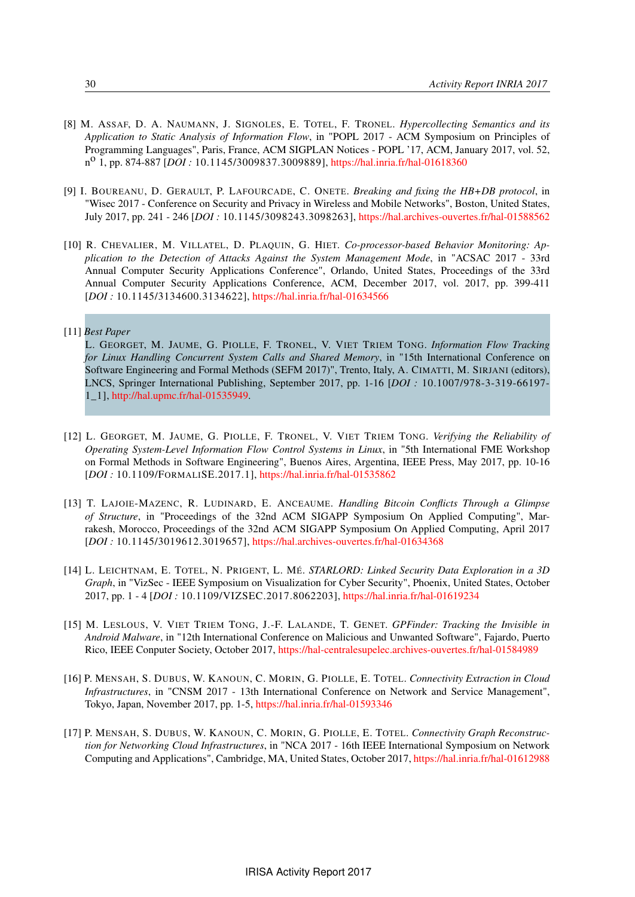[8] M. Assaf, D. A. Naumann, J. Signoles, E. Totel, F. Tronel. *Hypercollecting Semantics and its Application to Static Analysis of Information Flow*, in "POPL 2017 - ACM Symposium on Principles of Programming Languages", Paris, France, ACM SIGPLAN Notices - POPL '17, ACM, January 2017, vol. 52, n° 1, pp. 874-887 [*DOI :* 10.1145/3009837.3009889], https://hal.inria.fr/hal-01618360

[9] I. Boureanu, D. Gerault, P. Lafourcade, C. Onete. *Breaking and fixing the HB+DB protocol*, in "Wisec 2017 - Conference on Security and Privacy in Wireless and Mobile Networks", Boston, United States, July 2017, pp. 241 - 246 [*DOI :* 10.1145/3098243.3098263], https://hal.archives-ouvertes.fr/hal-01588562

[10] R. Chevalier, M. Villatel, D. Plaquin, G. Hiet. *Co-processor-based Behavior Monitoring: Application to the Detection of Attacks Against the System Management Mode*, in "ACSAC 2017 - 33rd Annual Computer Security Applications Conference", Orlando, United States, Proceedings of the 33rd Annual Computer Security Applications Conference, ACM, December 2017, vol. 2017, pp. 399-411 [*DOI :* 10.1145/3134600.3134622], https://hal.inria.fr/hal-01634566

[11] *Best Paper*
L. Georget, M. Jaume, G. Piolle, F. Tronel, V. Viet Triem Tong. *Information Flow Tracking for Linux Handling Concurrent System Calls and Shared Memory*, in "15th International Conference on Software Engineering and Formal Methods (SEFM 2017)", Trento, Italy, A. Cimatti, M. Sirjani (editors), LNCS, Springer International Publishing, September 2017, pp. 1-16 [*DOI :* 10.1007/978-3-319-66197-1_1], http://hal.upmc.fr/hal-01535949.

[12] L. Georget, M. Jaume, G. Piolle, F. Tronel, V. Viet Triem Tong. *Verifying the Reliability of Operating System-Level Information Flow Control Systems in Linux*, in "5th International FME Workshop on Formal Methods in Software Engineering", Buenos Aires, Argentina, IEEE Press, May 2017, pp. 10-16 [*DOI :* 10.1109/FormaliSE.2017.1], https://hal.inria.fr/hal-01535862

[13] T. Lajoie-Mazenc, R. Ludinard, E. Anceaume. *Handling Bitcoin Conflicts Through a Glimpse of Structure*, in "Proceedings of the 32nd ACM SIGAPP Symposium On Applied Computing", Marrakesh, Morocco, Proceedings of the 32nd ACM SIGAPP Symposium On Applied Computing, April 2017 [*DOI :* 10.1145/3019612.3019657], https://hal.archives-ouvertes.fr/hal-01634368

[14] L. Leichtnam, E. Totel, N. Prigent, L. Mé. *STARLORD: Linked Security Data Exploration in a 3D Graph*, in "VizSec - IEEE Symposium on Visualization for Cyber Security", Phoenix, United States, October 2017, pp. 1 - 4 [*DOI :* 10.1109/VIZSEC.2017.8062203], https://hal.inria.fr/hal-01619234

[15] M. Leslous, V. Viet Triem Tong, J.-F. Lalande, T. Genet. *GPFinder: Tracking the Invisible in Android Malware*, in "12th International Conference on Malicious and Unwanted Software", Fajardo, Puerto Rico, IEEE Computer Society, October 2017, https://hal-centralesupelec.archives-ouvertes.fr/hal-01584989

[16] P. Mensah, S. Dubus, W. Kanoun, C. Morin, G. Piolle, E. Totel. *Connectivity Extraction in Cloud Infrastructures*, in "CNSM 2017 - 13th International Conference on Network and Service Management", Tokyo, Japan, November 2017, pp. 1-5, https://hal.inria.fr/hal-01593346

[17] P. Mensah, S. Dubus, W. Kanoun, C. Morin, G. Piolle, E. Totel. *Connectivity Graph Reconstruction for Networking Cloud Infrastructures*, in "NCA 2017 - 16th IEEE International Symposium on Network Computing and Applications", Cambridge, MA, United States, October 2017, https://hal.inria.fr/hal-01612988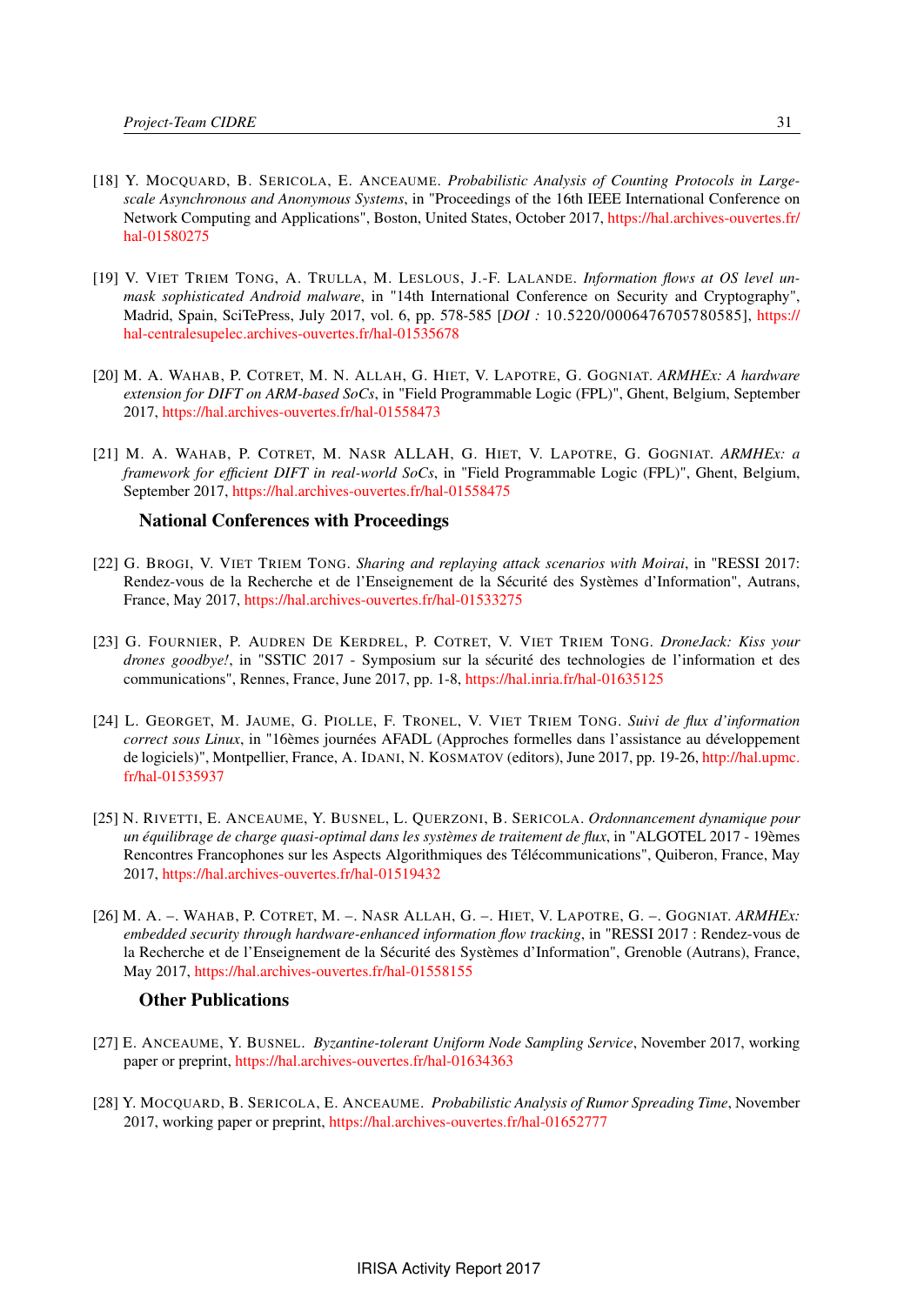[18] Y. MOCQUARD, B. SERICOLA, E. ANCEAUME. *Probabilistic Analysis of Counting Protocols in Large-scale Asynchronous and Anonymous Systems*, in "Proceedings of the 16th IEEE International Conference on Network Computing and Applications", Boston, United States, October 2017, https://hal.archives-ouvertes.fr/hal-01580275

[19] V. VIET TRIEM TONG, A. TRULLA, M. LESLOUS, J.-F. LALANDE. *Information flows at OS level unmask sophisticated Android malware*, in "14th International Conference on Security and Cryptography", Madrid, Spain, SciTePress, July 2017, vol. 6, pp. 578-585 [*DOI :* 10.5220/0006476705780585], https://hal-centralesupelec.archives-ouvertes.fr/hal-01535678

[20] M. A. WAHAB, P. COTRET, M. N. ALLAH, G. HIET, V. LAPOTRE, G. GOGNIAT. *ARMHEx: A hardware extension for DIFT on ARM-based SoCs*, in "Field Programmable Logic (FPL)", Ghent, Belgium, September 2017, https://hal.archives-ouvertes.fr/hal-01558473

[21] M. A. WAHAB, P. COTRET, M. NASR ALLAH, G. HIET, V. LAPOTRE, G. GOGNIAT. *ARMHEx: a framework for efficient DIFT in real-world SoCs*, in "Field Programmable Logic (FPL)", Ghent, Belgium, September 2017, https://hal.archives-ouvertes.fr/hal-01558475

### National Conferences with Proceedings

[22] G. BROGI, V. VIET TRIEM TONG. *Sharing and replaying attack scenarios with Moirai*, in "RESSI 2017: Rendez-vous de la Recherche et de l'Enseignement de la Sécurité des Systèmes d'Information", Autrans, France, May 2017, https://hal.archives-ouvertes.fr/hal-01533275

[23] G. FOURNIER, P. AUDREN DE KERDREL, P. COTRET, V. VIET TRIEM TONG. *DroneJack: Kiss your drones goodbye!*, in "SSTIC 2017 - Symposium sur la sécurité des technologies de l'information et des communications", Rennes, France, June 2017, pp. 1-8, https://hal.inria.fr/hal-01635125

[24] L. GEORGET, M. JAUME, G. PIOLLE, F. TRONEL, V. VIET TRIEM TONG. *Suivi de flux d'information correct sous Linux*, in "16èmes journées AFADL (Approches formelles dans l'assistance au développement de logiciels)", Montpellier, France, A. IDANI, N. KOSMATOV (editors), June 2017, pp. 19-26, http://hal.upmc.fr/hal-01535937

[25] N. RIVETTI, E. ANCEAUME, Y. BUSNEL, L. QUERZONI, B. SERICOLA. *Ordonnancement dynamique pour un équilibrage de charge quasi-optimal dans les systèmes de traitement de flux*, in "ALGOTEL 2017 - 19èmes Rencontres Francophones sur les Aspects Algorithmiques des Télécommunications", Quiberon, France, May 2017, https://hal.archives-ouvertes.fr/hal-01519432

[26] M. A. –. WAHAB, P. COTRET, M. –. NASR ALLAH, G. –. HIET, V. LAPOTRE, G. –. GOGNIAT. *ARMHEx: embedded security through hardware-enhanced information flow tracking*, in "RESSI 2017 : Rendez-vous de la Recherche et de l'Enseignement de la Sécurité des Systèmes d'Information", Grenoble (Autrans), France, May 2017, https://hal.archives-ouvertes.fr/hal-01558155

### Other Publications

[27] E. ANCEAUME, Y. BUSNEL. *Byzantine-tolerant Uniform Node Sampling Service*, November 2017, working paper or preprint, https://hal.archives-ouvertes.fr/hal-01634363

[28] Y. MOCQUARD, B. SERICOLA, E. ANCEAUME. *Probabilistic Analysis of Rumor Spreading Time*, November 2017, working paper or preprint, https://hal.archives-ouvertes.fr/hal-01652777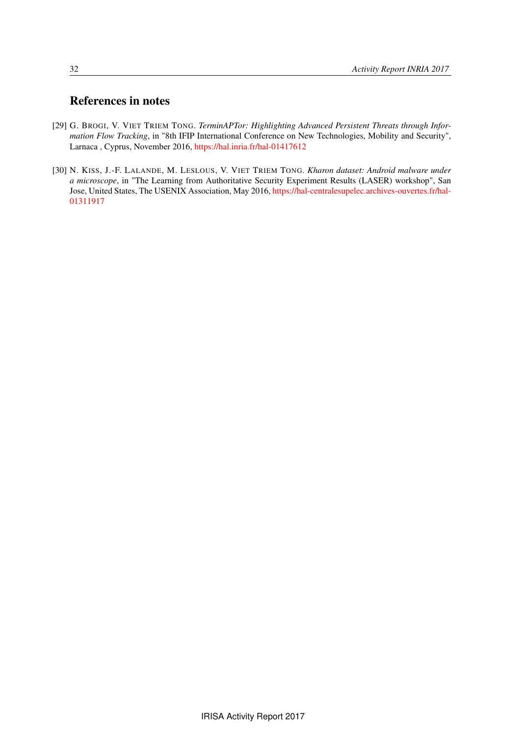## References in notes

[29] G. BROGI, V. VIET TRIEM TONG. *TerminAPTor: Highlighting Advanced Persistent Threats through Information Flow Tracking*, in "8th IFIP International Conference on New Technologies, Mobility and Security", Larnaca , Cyprus, November 2016, https://hal.inria.fr/hal-01417612

[30] N. KISS, J.-F. LALANDE, M. LESLOUS, V. VIET TRIEM TONG. *Kharon dataset: Android malware under a microscope*, in "The Learning from Authoritative Security Experiment Results (LASER) workshop", San Jose, United States, The USENIX Association, May 2016, https://hal-centralesupelec.archives-ouvertes.fr/hal-01311917